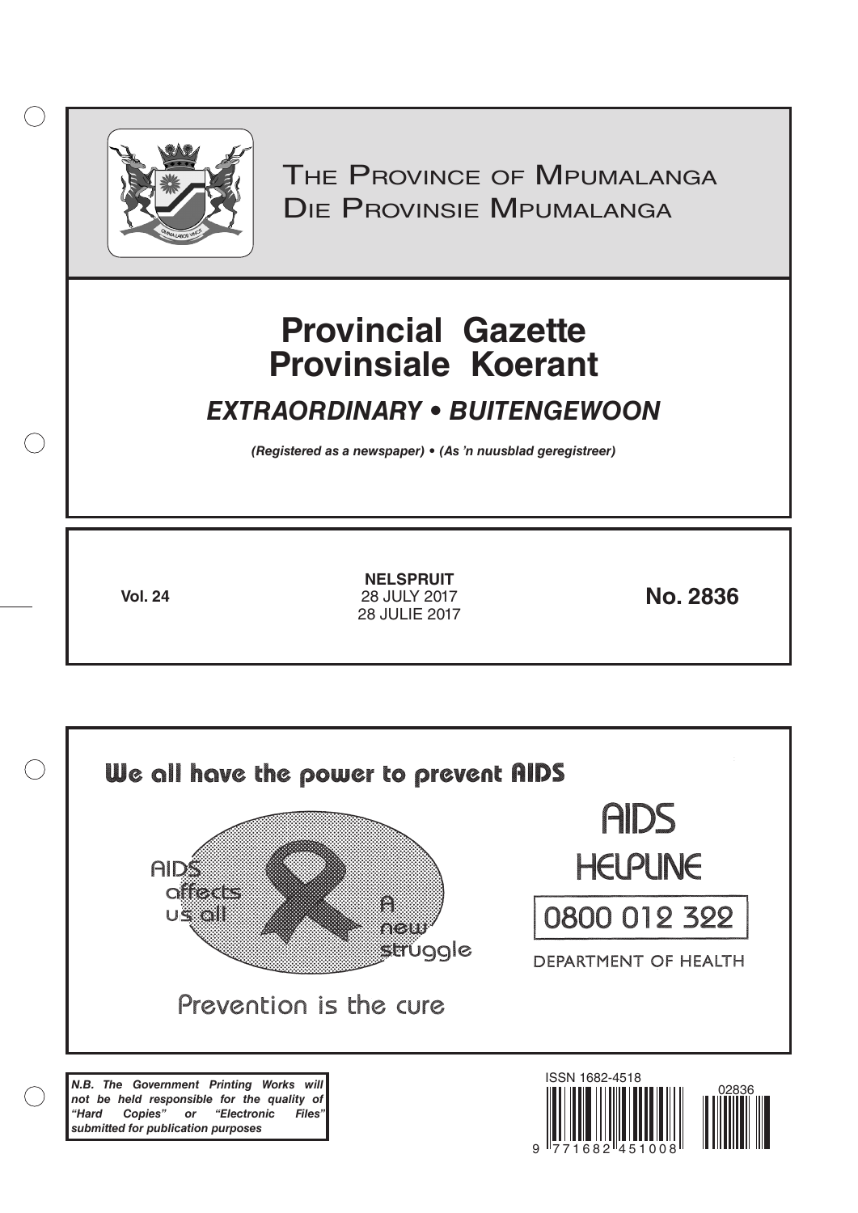THE PROVINCE OF MPUMALANGA
DIE PROVINSIE MPUMALANGA

# Provincial Gazette
# Provinsiale Koerant

## *EXTRAORDINARY • BUITENGEWOON*

***(Registered as a newspaper) • (As 'n nuusblad geregistreer)***

**Vol. 24**

**NELSPRUIT**
28 JULY 2017
28 JULIE 2017

**No. 2836**

We all have the power to prevent AIDS

AIDS affects us all

A new struggle

Prevention is the cure

AIDS HELPLINE

0800 012 322

DEPARTMENT OF HEALTH

***N.B. The Government Printing Works will not be held responsible for the quality of "Hard Copies" or "Electronic Files" submitted for publication purposes***

ISSN 1682-4518

02836

9 771682 451008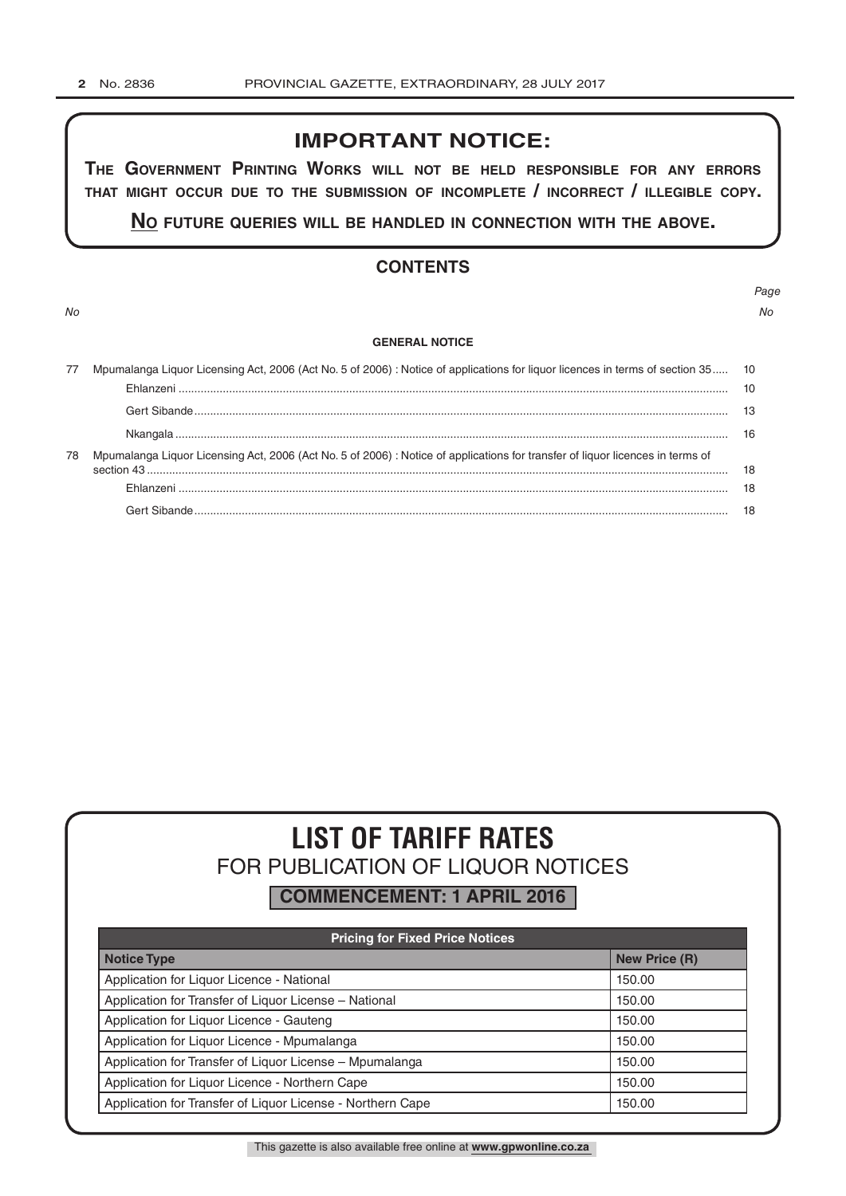## IMPORTANT NOTICE:

**THE GOVERNMENT PRINTING WORKS WILL NOT BE HELD RESPONSIBLE FOR ANY ERRORS THAT MIGHT OCCUR DUE TO THE SUBMISSION OF INCOMPLETE / INCORRECT / ILLEGIBLE COPY.**

**NO FUTURE QUERIES WILL BE HANDLED IN CONNECTION WITH THE ABOVE.**

## CONTENTS

| No | | Page No |
|---|---|---|
| | **GENERAL NOTICE** | |
| 77 | Mpumalanga Liquor Licensing Act, 2006 (Act No. 5 of 2006) : Notice of applications for liquor licences in terms of section 35 | 10 |
| | Ehlanzeni | 10 |
| | Gert Sibande | 13 |
| | Nkangala | 16 |
| 78 | Mpumalanga Liquor Licensing Act, 2006 (Act No. 5 of 2006) : Notice of applications for transfer of liquor licences in terms of section 43 | 18 |
| | Ehlanzeni | 18 |
| | Gert Sibande | 18 |

# LIST OF TARIFF RATES

## FOR PUBLICATION OF LIQUOR NOTICES

**COMMENCEMENT: 1 APRIL 2016**

| Pricing for Fixed Price Notices | |
|---|---|
| **Notice Type** | **New Price (R)** |
| Application for Liquor Licence - National | 150.00 |
| Application for Transfer of Liquor License – National | 150.00 |
| Application for Liquor Licence - Gauteng | 150.00 |
| Application for Liquor Licence - Mpumalanga | 150.00 |
| Application for Transfer of Liquor License – Mpumalanga | 150.00 |
| Application for Liquor Licence - Northern Cape | 150.00 |
| Application for Transfer of Liquor License - Northern Cape | 150.00 |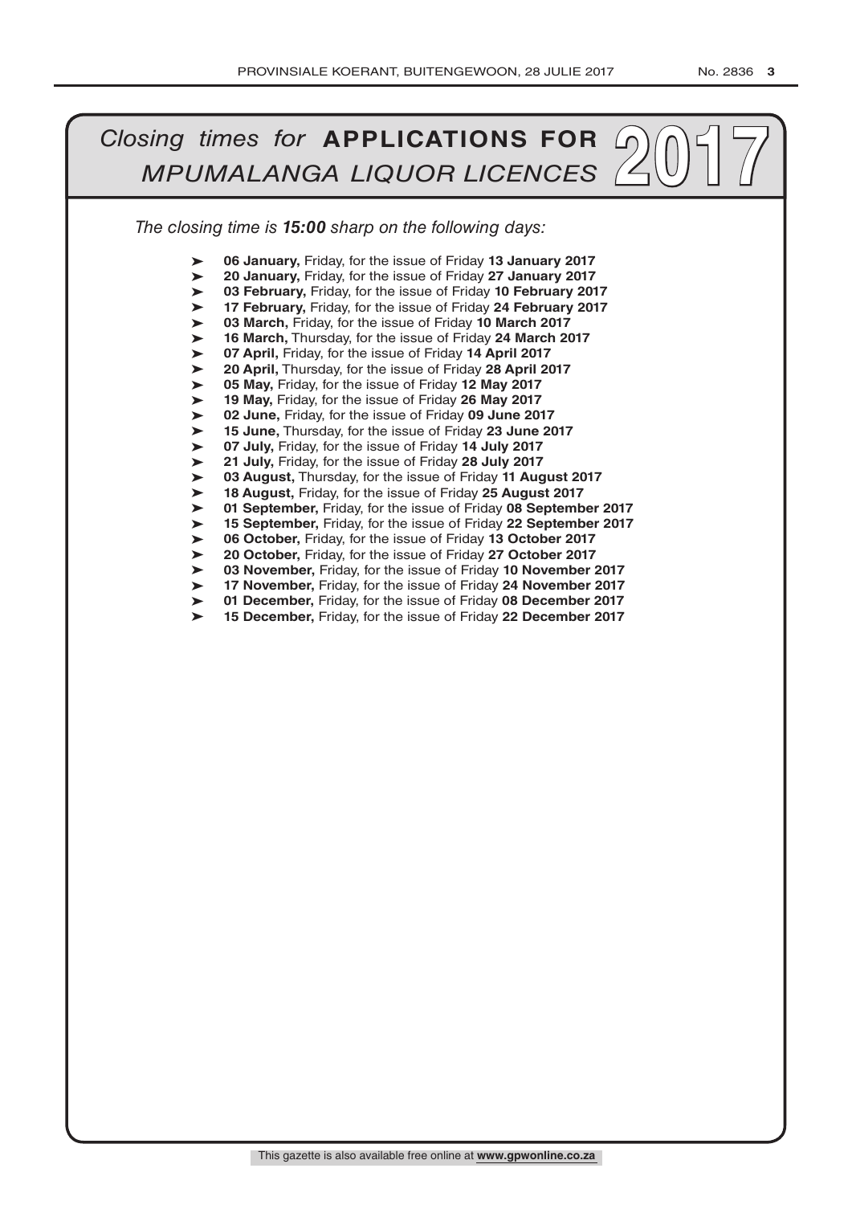# *Closing times for* **APPLICATIONS FOR** *MPUMALANGA LIQUOR LICENCES* 2017

*The closing time is **15:00** sharp on the following days:*

- **06 January,** Friday, for the issue of Friday **13 January 2017**
- **20 January,** Friday, for the issue of Friday **27 January 2017**
- **03 February,** Friday, for the issue of Friday **10 February 2017**
- **17 February,** Friday, for the issue of Friday **24 February 2017**
- **03 March,** Friday, for the issue of Friday **10 March 2017**
- **16 March,** Thursday, for the issue of Friday **24 March 2017**
- **07 April,** Friday, for the issue of Friday **14 April 2017**
- **20 April,** Thursday, for the issue of Friday **28 April 2017**
- **05 May,** Friday, for the issue of Friday **12 May 2017**
- **19 May,** Friday, for the issue of Friday **26 May 2017**
- **02 June,** Friday, for the issue of Friday **09 June 2017**
- **15 June,** Thursday, for the issue of Friday **23 June 2017**
- **07 July,** Friday, for the issue of Friday **14 July 2017**
- **21 July,** Friday, for the issue of Friday **28 July 2017**
- **03 August,** Thursday, for the issue of Friday **11 August 2017**
- **18 August,** Friday, for the issue of Friday **25 August 2017**
- **01 September,** Friday, for the issue of Friday **08 September 2017**
- **15 September,** Friday, for the issue of Friday **22 September 2017**
- **06 October,** Friday, for the issue of Friday **13 October 2017**
- **20 October,** Friday, for the issue of Friday **27 October 2017**
- **03 November,** Friday, for the issue of Friday **10 November 2017**
- **17 November,** Friday, for the issue of Friday **24 November 2017**
- **01 December,** Friday, for the issue of Friday **08 December 2017**
- **15 December,** Friday, for the issue of Friday **22 December 2017**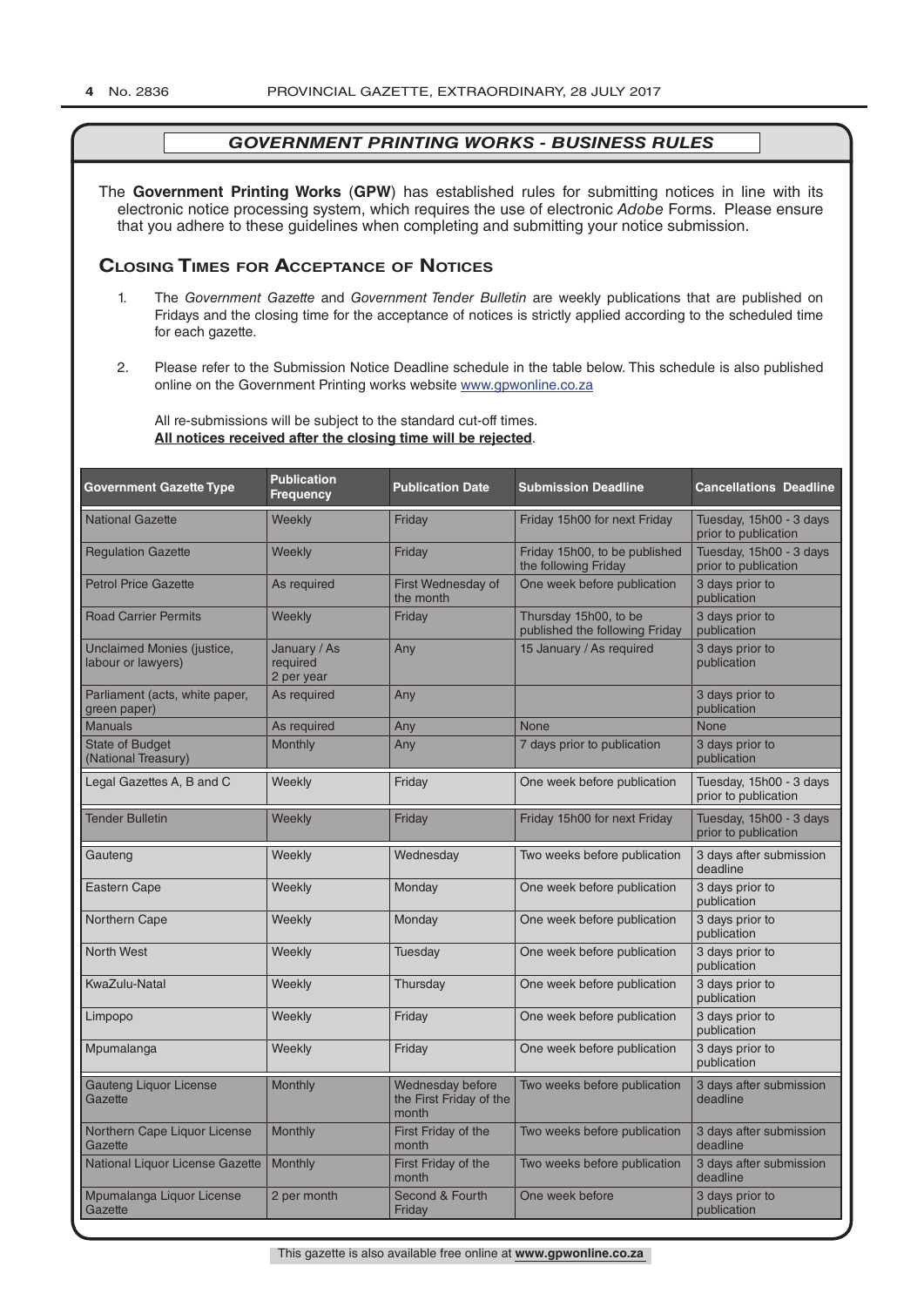## *GOVERNMENT PRINTING WORKS - BUSINESS RULES*

The **Government Printing Works** (**GPW**) has established rules for submitting notices in line with its electronic notice processing system, which requires the use of electronic *Adobe* Forms. Please ensure that you adhere to these guidelines when completing and submitting your notice submission.

### Closing Times for Acceptance of Notices

1. The *Government Gazette* and *Government Tender Bulletin* are weekly publications that are published on Fridays and the closing time for the acceptance of notices is strictly applied according to the scheduled time for each gazette.
2. Please refer to the Submission Notice Deadline schedule in the table below. This schedule is also published online on the Government Printing works website www.gpwonline.co.za

All re-submissions will be subject to the standard cut-off times.
**All notices received after the closing time will be rejected**.

| Government Gazette Type | Publication Frequency | Publication Date | Submission Deadline | Cancellations Deadline |
|---|---|---|---|---|
| National Gazette | Weekly | Friday | Friday 15h00 for next Friday | Tuesday, 15h00 - 3 days prior to publication |
| Regulation Gazette | Weekly | Friday | Friday 15h00, to be published the following Friday | Tuesday, 15h00 - 3 days prior to publication |
| Petrol Price Gazette | As required | First Wednesday of the month | One week before publication | 3 days prior to publication |
| Road Carrier Permits | Weekly | Friday | Thursday 15h00, to be published the following Friday | 3 days prior to publication |
| Unclaimed Monies (justice, labour or lawyers) | January / As required 2 per year | Any | 15 January / As required | 3 days prior to publication |
| Parliament (acts, white paper, green paper) | As required | Any | | 3 days prior to publication |
| Manuals | As required | Any | None | None |
| State of Budget (National Treasury) | Monthly | Any | 7 days prior to publication | 3 days prior to publication |
| Legal Gazettes A, B and C | Weekly | Friday | One week before publication | Tuesday, 15h00 - 3 days prior to publication |
| Tender Bulletin | Weekly | Friday | Friday 15h00 for next Friday | Tuesday, 15h00 - 3 days prior to publication |
| Gauteng | Weekly | Wednesday | Two weeks before publication | 3 days after submission deadline |
| Eastern Cape | Weekly | Monday | One week before publication | 3 days prior to publication |
| Northern Cape | Weekly | Monday | One week before publication | 3 days prior to publication |
| North West | Weekly | Tuesday | One week before publication | 3 days prior to publication |
| KwaZulu-Natal | Weekly | Thursday | One week before publication | 3 days prior to publication |
| Limpopo | Weekly | Friday | One week before publication | 3 days prior to publication |
| Mpumalanga | Weekly | Friday | One week before publication | 3 days prior to publication |
| Gauteng Liquor License Gazette | Monthly | Wednesday before the First Friday of the month | Two weeks before publication | 3 days after submission deadline |
| Northern Cape Liquor License Gazette | Monthly | First Friday of the month | Two weeks before publication | 3 days after submission deadline |
| National Liquor License Gazette | Monthly | First Friday of the month | Two weeks before publication | 3 days after submission deadline |
| Mpumalanga Liquor License Gazette | 2 per month | Second & Fourth Friday | One week before | 3 days prior to publication |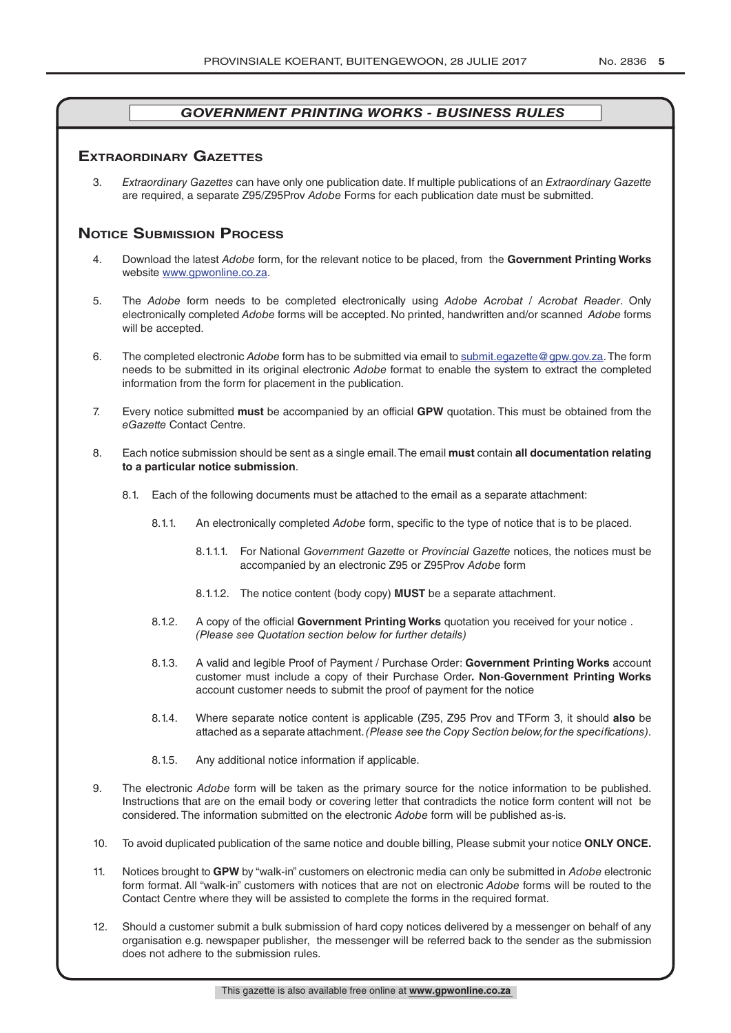## *GOVERNMENT PRINTING WORKS - BUSINESS RULES*

### Extraordinary Gazettes

3. *Extraordinary Gazettes* can have only one publication date. If multiple publications of an *Extraordinary Gazette* are required, a separate Z95/Z95Prov *Adobe* Forms for each publication date must be submitted.

### Notice Submission Process

4. Download the latest *Adobe* form, for the relevant notice to be placed, from the **Government Printing Works** website www.gpwonline.co.za.

5. The *Adobe* form needs to be completed electronically using *Adobe Acrobat* / *Acrobat Reader*. Only electronically completed *Adobe* forms will be accepted. No printed, handwritten and/or scanned *Adobe* forms will be accepted.

6. The completed electronic *Adobe* form has to be submitted via email to submit.egazette@gpw.gov.za. The form needs to be submitted in its original electronic *Adobe* format to enable the system to extract the completed information from the form for placement in the publication.

7. Every notice submitted **must** be accompanied by an official **GPW** quotation. This must be obtained from the *eGazette* Contact Centre.

8. Each notice submission should be sent as a single email. The email **must** contain **all documentation relating to a particular notice submission**.

   8.1. Each of the following documents must be attached to the email as a separate attachment:

      8.1.1. An electronically completed *Adobe* form, specific to the type of notice that is to be placed.

         8.1.1.1. For National *Government Gazette* or *Provincial Gazette* notices, the notices must be accompanied by an electronic Z95 or Z95Prov *Adobe* form

         8.1.1.2. The notice content (body copy) **MUST** be a separate attachment.

      8.1.2. A copy of the official **Government Printing Works** quotation you received for your notice . *(Please see Quotation section below for further details)*

      8.1.3. A valid and legible Proof of Payment / Purchase Order: **Government Printing Works** account customer must include a copy of their Purchase Order**. Non-Government Printing Works** account customer needs to submit the proof of payment for the notice

      8.1.4. Where separate notice content is applicable (Z95, Z95 Prov and TForm 3, it should **also** be attached as a separate attachment. *(Please see the Copy Section below, for the specifications)*.

      8.1.5. Any additional notice information if applicable.

9. The electronic *Adobe* form will be taken as the primary source for the notice information to be published. Instructions that are on the email body or covering letter that contradicts the notice form content will not be considered. The information submitted on the electronic *Adobe* form will be published as-is.

10. To avoid duplicated publication of the same notice and double billing, Please submit your notice **ONLY ONCE.**

11. Notices brought to **GPW** by "walk-in" customers on electronic media can only be submitted in *Adobe* electronic form format. All "walk-in" customers with notices that are not on electronic *Adobe* forms will be routed to the Contact Centre where they will be assisted to complete the forms in the required format.

12. Should a customer submit a bulk submission of hard copy notices delivered by a messenger on behalf of any organisation e.g. newspaper publisher, the messenger will be referred back to the sender as the submission does not adhere to the submission rules.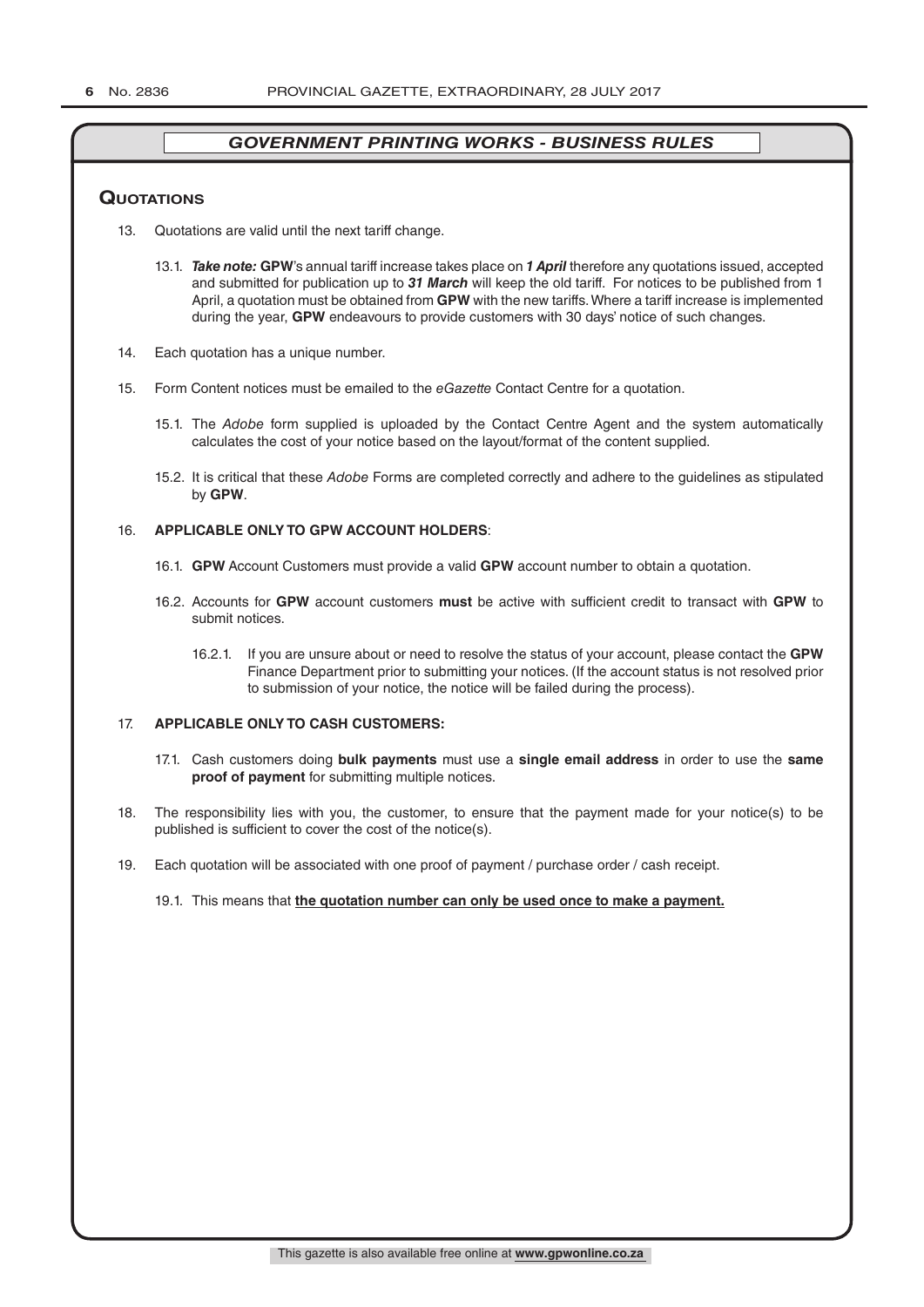## GOVERNMENT PRINTING WORKS - BUSINESS RULES

### Quotations

13. Quotations are valid until the next tariff change.

    13.1. ***Take note:*** **GPW**'s annual tariff increase takes place on ***1 April*** therefore any quotations issued, accepted and submitted for publication up to ***31 March*** will keep the old tariff. For notices to be published from 1 April, a quotation must be obtained from **GPW** with the new tariffs. Where a tariff increase is implemented during the year, **GPW** endeavours to provide customers with 30 days' notice of such changes.

14. Each quotation has a unique number.

15. Form Content notices must be emailed to the *eGazette* Contact Centre for a quotation.

    15.1. The *Adobe* form supplied is uploaded by the Contact Centre Agent and the system automatically calculates the cost of your notice based on the layout/format of the content supplied.

    15.2. It is critical that these *Adobe* Forms are completed correctly and adhere to the guidelines as stipulated by **GPW**.

16. **APPLICABLE ONLY TO GPW ACCOUNT HOLDERS**:

    16.1. **GPW** Account Customers must provide a valid **GPW** account number to obtain a quotation.

    16.2. Accounts for **GPW** account customers **must** be active with sufficient credit to transact with **GPW** to submit notices.

    16.2.1. If you are unsure about or need to resolve the status of your account, please contact the **GPW** Finance Department prior to submitting your notices. (If the account status is not resolved prior to submission of your notice, the notice will be failed during the process).

17. **APPLICABLE ONLY TO CASH CUSTOMERS:**

    17.1. Cash customers doing **bulk payments** must use a **single email address** in order to use the **same proof of payment** for submitting multiple notices.

18. The responsibility lies with you, the customer, to ensure that the payment made for your notice(s) to be published is sufficient to cover the cost of the notice(s).

19. Each quotation will be associated with one proof of payment / purchase order / cash receipt.

    19.1. This means that **<u>the quotation number can only be used once to make a payment.</u>**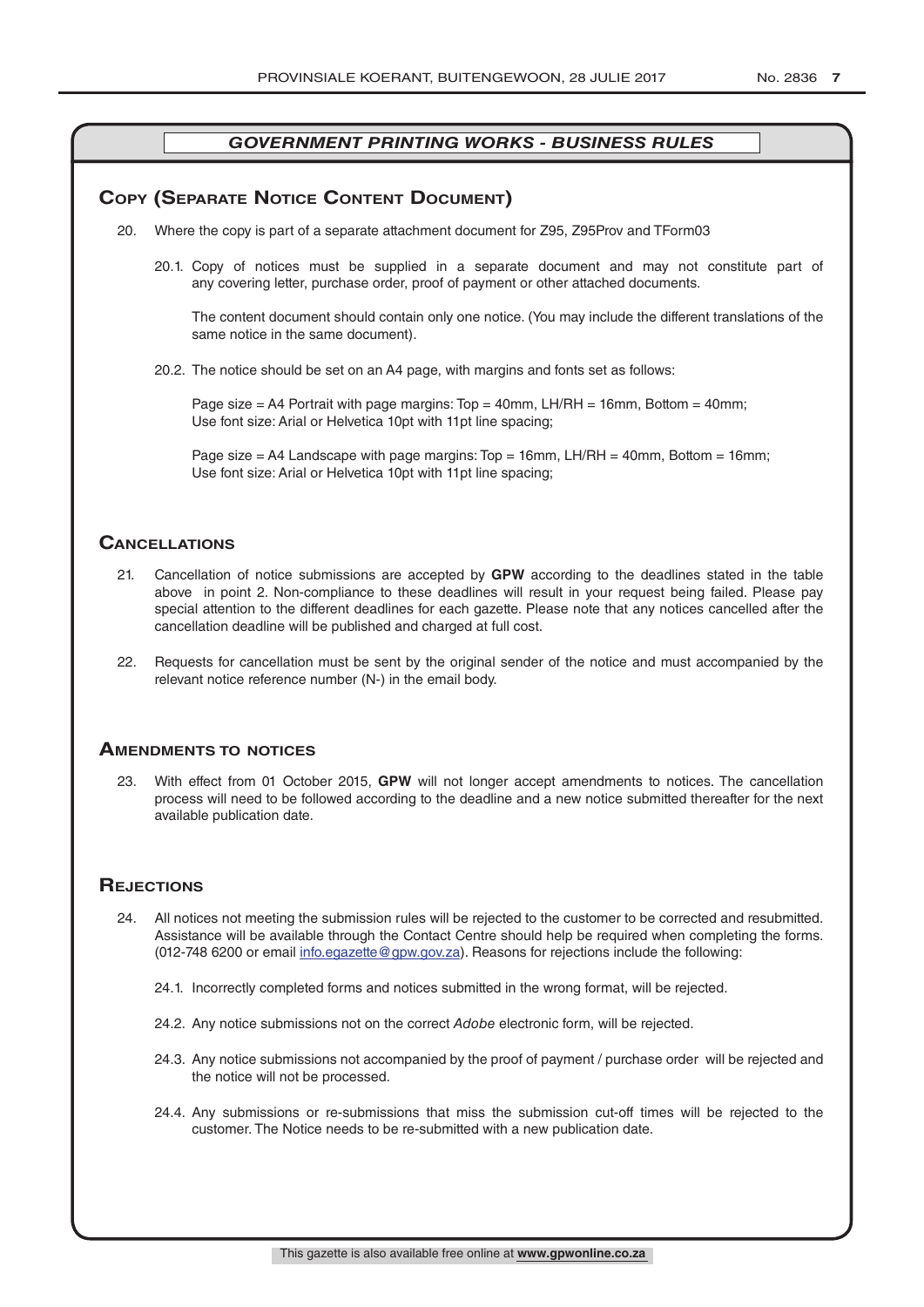*GOVERNMENT PRINTING WORKS - BUSINESS RULES*

## Copy (Separate Notice Content Document)

20. Where the copy is part of a separate attachment document for Z95, Z95Prov and TForm03

    20.1. Copy of notices must be supplied in a separate document and may not constitute part of any covering letter, purchase order, proof of payment or other attached documents.

    The content document should contain only one notice. (You may include the different translations of the same notice in the same document).

    20.2. The notice should be set on an A4 page, with margins and fonts set as follows:

    Page size = A4 Portrait with page margins: Top = 40mm, LH/RH = 16mm, Bottom = 40mm;
    Use font size: Arial or Helvetica 10pt with 11pt line spacing;

    Page size = A4 Landscape with page margins: Top = 16mm, LH/RH = 40mm, Bottom = 16mm;
    Use font size: Arial or Helvetica 10pt with 11pt line spacing;

## Cancellations

21. Cancellation of notice submissions are accepted by **GPW** according to the deadlines stated in the table above in point 2. Non-compliance to these deadlines will result in your request being failed. Please pay special attention to the different deadlines for each gazette. Please note that any notices cancelled after the cancellation deadline will be published and charged at full cost.

22. Requests for cancellation must be sent by the original sender of the notice and must accompanied by the relevant notice reference number (N-) in the email body.

## Amendments to notices

23. With effect from 01 October 2015, **GPW** will not longer accept amendments to notices. The cancellation process will need to be followed according to the deadline and a new notice submitted thereafter for the next available publication date.

## Rejections

24. All notices not meeting the submission rules will be rejected to the customer to be corrected and resubmitted. Assistance will be available through the Contact Centre should help be required when completing the forms. (012-748 6200 or email info.egazette@gpw.gov.za). Reasons for rejections include the following:

    24.1. Incorrectly completed forms and notices submitted in the wrong format, will be rejected.

    24.2. Any notice submissions not on the correct *Adobe* electronic form, will be rejected.

    24.3. Any notice submissions not accompanied by the proof of payment / purchase order will be rejected and the notice will not be processed.

    24.4. Any submissions or re-submissions that miss the submission cut-off times will be rejected to the customer. The Notice needs to be re-submitted with a new publication date.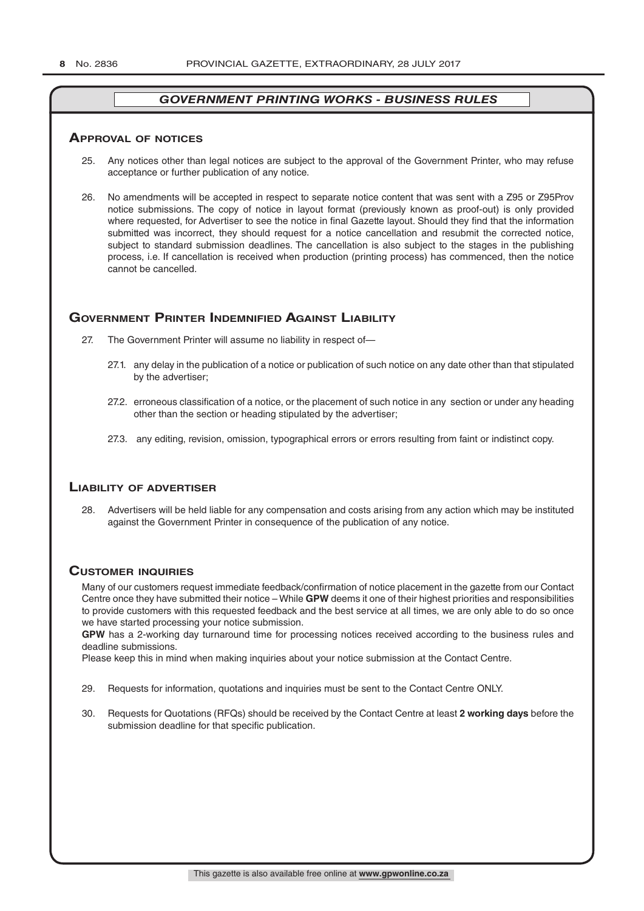## GOVERNMENT PRINTING WORKS - BUSINESS RULES

### Approval of notices

25. Any notices other than legal notices are subject to the approval of the Government Printer, who may refuse acceptance or further publication of any notice.

26. No amendments will be accepted in respect to separate notice content that was sent with a Z95 or Z95Prov notice submissions. The copy of notice in layout format (previously known as proof-out) is only provided where requested, for Advertiser to see the notice in final Gazette layout. Should they find that the information submitted was incorrect, they should request for a notice cancellation and resubmit the corrected notice, subject to standard submission deadlines. The cancellation is also subject to the stages in the publishing process, i.e. If cancellation is received when production (printing process) has commenced, then the notice cannot be cancelled.

### Government Printer Indemnified Against Liability

27. The Government Printer will assume no liability in respect of—

    27.1. any delay in the publication of a notice or publication of such notice on any date other than that stipulated by the advertiser;

    27.2. erroneous classification of a notice, or the placement of such notice in any section or under any heading other than the section or heading stipulated by the advertiser;

    27.3. any editing, revision, omission, typographical errors or errors resulting from faint or indistinct copy.

### Liability of advertiser

28. Advertisers will be held liable for any compensation and costs arising from any action which may be instituted against the Government Printer in consequence of the publication of any notice.

### Customer inquiries

Many of our customers request immediate feedback/confirmation of notice placement in the gazette from our Contact Centre once they have submitted their notice – While **GPW** deems it one of their highest priorities and responsibilities to provide customers with this requested feedback and the best service at all times, we are only able to do so once we have started processing your notice submission.

**GPW** has a 2-working day turnaround time for processing notices received according to the business rules and deadline submissions.

Please keep this in mind when making inquiries about your notice submission at the Contact Centre.

29. Requests for information, quotations and inquiries must be sent to the Contact Centre ONLY.

30. Requests for Quotations (RFQs) should be received by the Contact Centre at least **2 working days** before the submission deadline for that specific publication.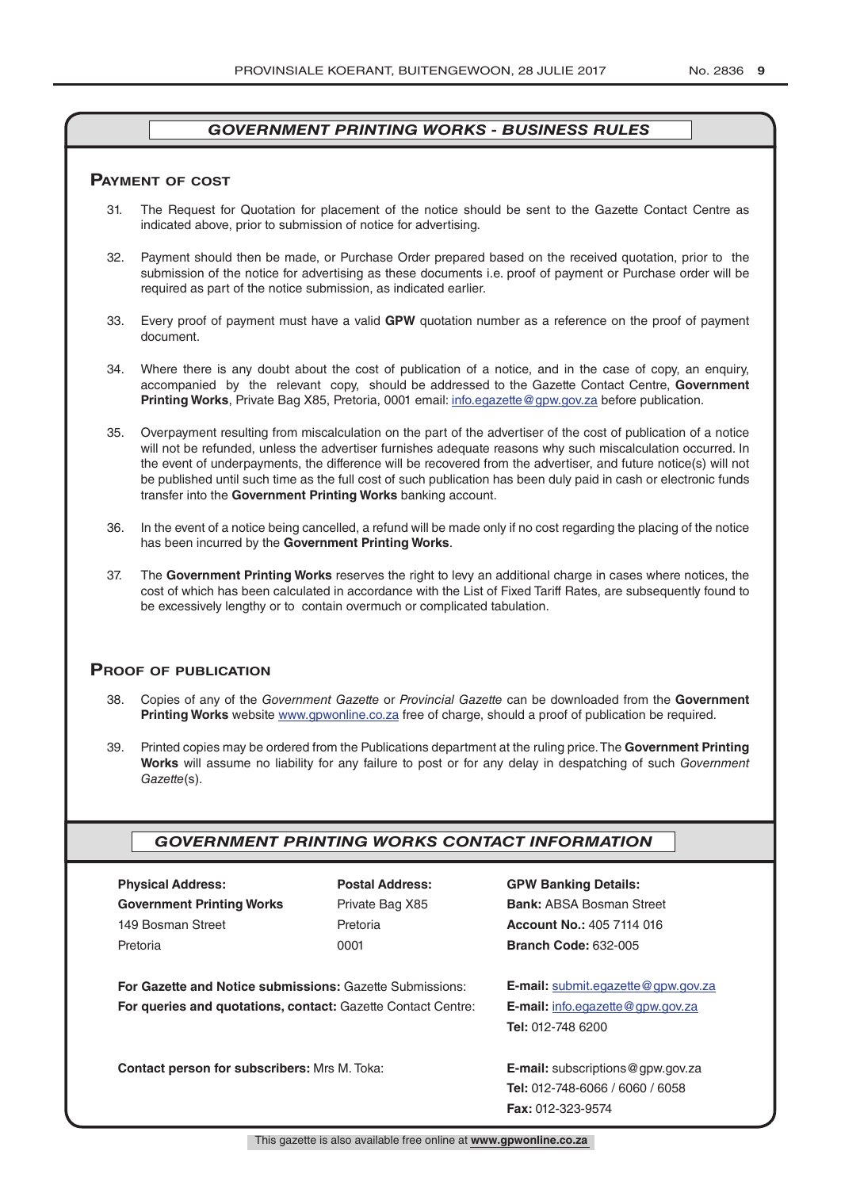## *GOVERNMENT PRINTING WORKS - BUSINESS RULES*

### Payment of cost

31. The Request for Quotation for placement of the notice should be sent to the Gazette Contact Centre as indicated above, prior to submission of notice for advertising.

32. Payment should then be made, or Purchase Order prepared based on the received quotation, prior to the submission of the notice for advertising as these documents i.e. proof of payment or Purchase order will be required as part of the notice submission, as indicated earlier.

33. Every proof of payment must have a valid **GPW** quotation number as a reference on the proof of payment document.

34. Where there is any doubt about the cost of publication of a notice, and in the case of copy, an enquiry, accompanied by the relevant copy, should be addressed to the Gazette Contact Centre, **Government Printing Works**, Private Bag X85, Pretoria, 0001 email: info.egazette@gpw.gov.za before publication.

35. Overpayment resulting from miscalculation on the part of the advertiser of the cost of publication of a notice will not be refunded, unless the advertiser furnishes adequate reasons why such miscalculation occurred. In the event of underpayments, the difference will be recovered from the advertiser, and future notice(s) will not be published until such time as the full cost of such publication has been duly paid in cash or electronic funds transfer into the **Government Printing Works** banking account.

36. In the event of a notice being cancelled, a refund will be made only if no cost regarding the placing of the notice has been incurred by the **Government Printing Works**.

37. The **Government Printing Works** reserves the right to levy an additional charge in cases where notices, the cost of which has been calculated in accordance with the List of Fixed Tariff Rates, are subsequently found to be excessively lengthy or to contain overmuch or complicated tabulation.

### Proof of publication

38. Copies of any of the *Government Gazette* or *Provincial Gazette* can be downloaded from the **Government Printing Works** website www.gpwonline.co.za free of charge, should a proof of publication be required.

39. Printed copies may be ordered from the Publications department at the ruling price. The **Government Printing Works** will assume no liability for any failure to post or for any delay in despatching of such *Government Gazette*(s).

## *GOVERNMENT PRINTING WORKS CONTACT INFORMATION*

| **Physical Address:** | **Postal Address:** | **GPW Banking Details:** |
|---|---|---|
| **Government Printing Works** | Private Bag X85 | **Bank:** ABSA Bosman Street |
| 149 Bosman Street | Pretoria | **Account No.:** 405 7114 016 |
| Pretoria | 0001 | **Branch Code:** 632-005 |

**For Gazette and Notice submissions:** Gazette Submissions: **E-mail:** submit.egazette@gpw.gov.za
**For queries and quotations, contact:** Gazette Contact Centre: **E-mail:** info.egazette@gpw.gov.za
**Tel:** 012-748 6200

**Contact person for subscribers:** Mrs M. Toka: **E-mail:** subscriptions@gpw.gov.za
**Tel:** 012-748-6066 / 6060 / 6058
**Fax:** 012-323-9574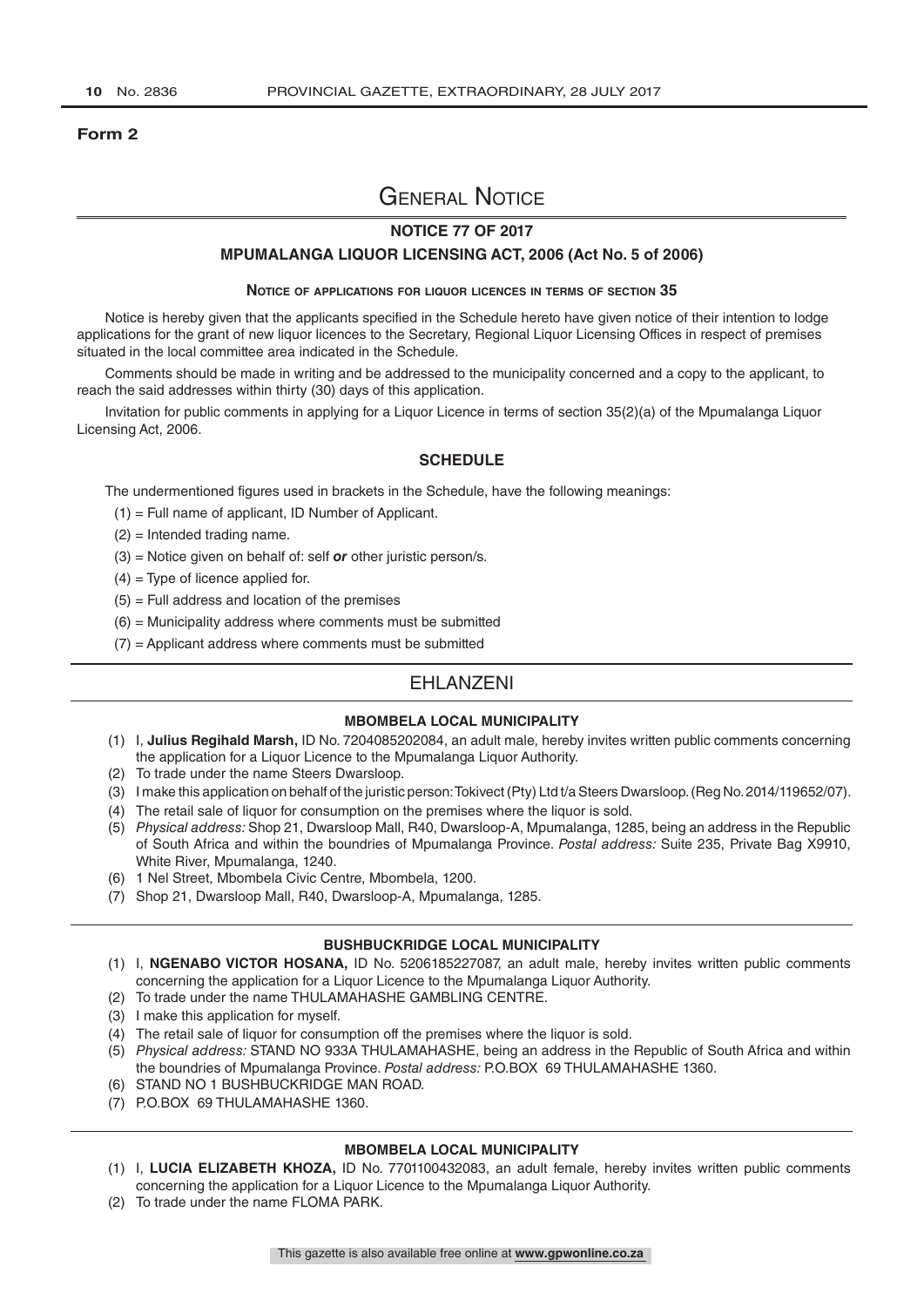**Form 2**

# General Notice

## NOTICE 77 OF 2017

## MPUMALANGA LIQUOR LICENSING ACT, 2006 (Act No. 5 of 2006)

### Notice of applications for liquor licences in terms of section 35

Notice is hereby given that the applicants specified in the Schedule hereto have given notice of their intention to lodge applications for the grant of new liquor licences to the Secretary, Regional Liquor Licensing Offices in respect of premises situated in the local committee area indicated in the Schedule.

Comments should be made in writing and be addressed to the municipality concerned and a copy to the applicant, to reach the said addresses within thirty (30) days of this application.

Invitation for public comments in applying for a Liquor Licence in terms of section 35(2)(a) of the Mpumalanga Liquor Licensing Act, 2006.

### SCHEDULE

The undermentioned figures used in brackets in the Schedule, have the following meanings:

(1) = Full name of applicant, ID Number of Applicant.

(2) = Intended trading name.

(3) = Notice given on behalf of: self ***or*** other juristic person/s.

(4) = Type of licence applied for.

(5) = Full address and location of the premises

(6) = Municipality address where comments must be submitted

(7) = Applicant address where comments must be submitted

## EHLANZENI

### MBOMBELA LOCAL MUNICIPALITY

(1) I, **Julius Regihald Marsh,** ID No. 7204085202084, an adult male, hereby invites written public comments concerning the application for a Liquor Licence to the Mpumalanga Liquor Authority.

(2) To trade under the name Steers Dwarsloop.

(3) I make this application on behalf of the juristic person: Tokivect (Pty) Ltd t/a Steers Dwarsloop. (Reg No. 2014/119652/07).

(4) The retail sale of liquor for consumption on the premises where the liquor is sold.

(5) *Physical address:* Shop 21, Dwarsloop Mall, R40, Dwarsloop-A, Mpumalanga, 1285, being an address in the Republic of South Africa and within the boundries of Mpumalanga Province. *Postal address:* Suite 235, Private Bag X9910, White River, Mpumalanga, 1240.

(6) 1 Nel Street, Mbombela Civic Centre, Mbombela, 1200.

(7) Shop 21, Dwarsloop Mall, R40, Dwarsloop-A, Mpumalanga, 1285.

### BUSHBUCKRIDGE LOCAL MUNICIPALITY

(1) I, **NGENABO VICTOR HOSANA,** ID No. 5206185227087, an adult male, hereby invites written public comments concerning the application for a Liquor Licence to the Mpumalanga Liquor Authority.

(2) To trade under the name THULAMAHASHE GAMBLING CENTRE.

(3) I make this application for myself.

(4) The retail sale of liquor for consumption off the premises where the liquor is sold.

(5) *Physical address:* STAND NO 933A THULAMAHASHE, being an address in the Republic of South Africa and within the boundries of Mpumalanga Province. *Postal address:* P.O.BOX 69 THULAMAHASHE 1360.

(6) STAND NO 1 BUSHBUCKRIDGE MAN ROAD.

(7) P.O.BOX 69 THULAMAHASHE 1360.

### MBOMBELA LOCAL MUNICIPALITY

(1) I, **LUCIA ELIZABETH KHOZA,** ID No. 7701100432083, an adult female, hereby invites written public comments concerning the application for a Liquor Licence to the Mpumalanga Liquor Authority.

(2) To trade under the name FLOMA PARK.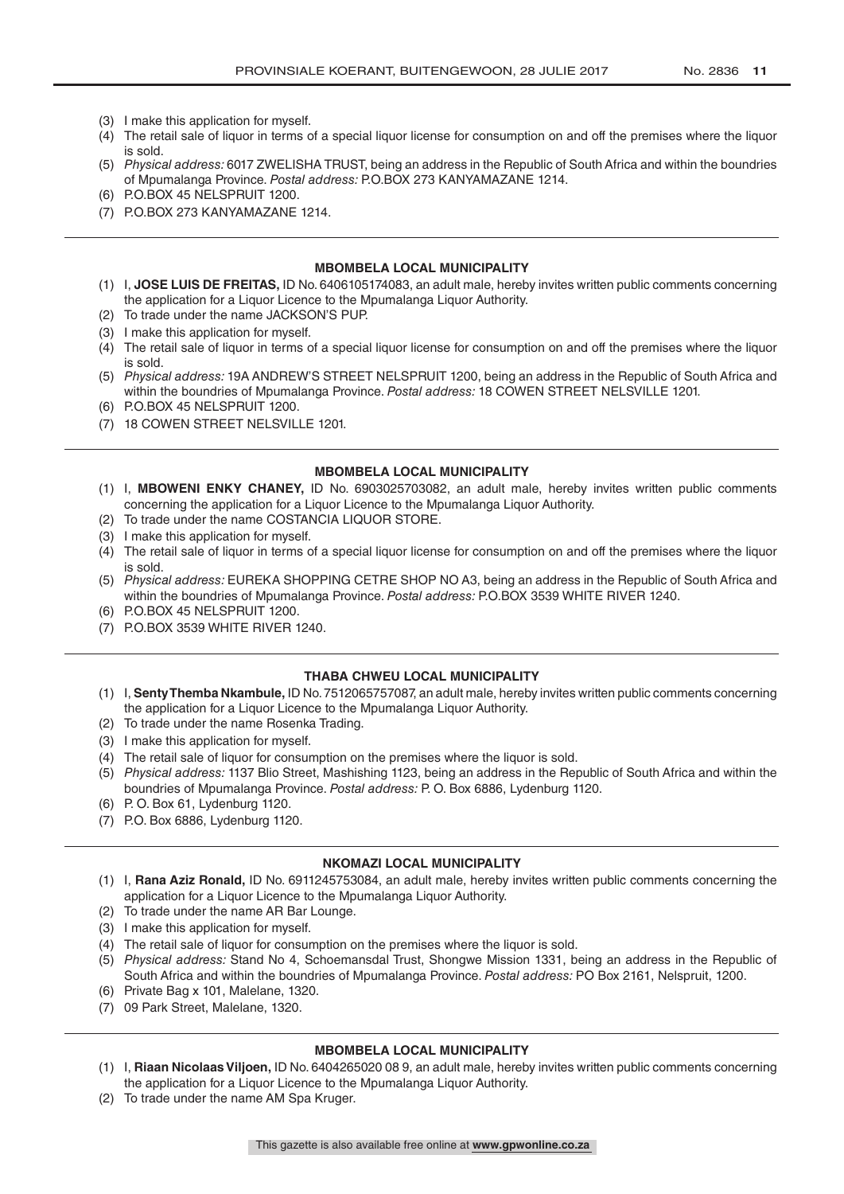(3) I make this application for myself.
(4) The retail sale of liquor in terms of a special liquor license for consumption on and off the premises where the liquor is sold.
(5) *Physical address:* 6017 ZWELISHA TRUST, being an address in the Republic of South Africa and within the boundries of Mpumalanga Province. *Postal address:* P.O.BOX 273 KANYAMAZANE 1214.
(6) P.O.BOX 45 NELSPRUIT 1200.
(7) P.O.BOX 273 KANYAMAZANE 1214.

---

**MBOMBELA LOCAL MUNICIPALITY**

(1) I, **JOSE LUIS DE FREITAS,** ID No. 6406105174083, an adult male, hereby invites written public comments concerning the application for a Liquor Licence to the Mpumalanga Liquor Authority.
(2) To trade under the name JACKSON'S PUP.
(3) I make this application for myself.
(4) The retail sale of liquor in terms of a special liquor license for consumption on and off the premises where the liquor is sold.
(5) *Physical address:* 19A ANDREW'S STREET NELSPRUIT 1200, being an address in the Republic of South Africa and within the boundries of Mpumalanga Province. *Postal address:* 18 COWEN STREET NELSVILLE 1201.
(6) P.O.BOX 45 NELSPRUIT 1200.
(7) 18 COWEN STREET NELSVILLE 1201.

---

**MBOMBELA LOCAL MUNICIPALITY**

(1) I, **MBOWENI ENKY CHANEY,** ID No. 6903025703082, an adult male, hereby invites written public comments concerning the application for a Liquor Licence to the Mpumalanga Liquor Authority.
(2) To trade under the name COSTANCIA LIQUOR STORE.
(3) I make this application for myself.
(4) The retail sale of liquor in terms of a special liquor license for consumption on and off the premises where the liquor is sold.
(5) *Physical address:* EUREKA SHOPPING CETRE SHOP NO A3, being an address in the Republic of South Africa and within the boundries of Mpumalanga Province. *Postal address:* P.O.BOX 3539 WHITE RIVER 1240.
(6) P.O.BOX 45 NELSPRUIT 1200.
(7) P.O.BOX 3539 WHITE RIVER 1240.

---

**THABA CHWEU LOCAL MUNICIPALITY**

(1) I, **Senty Themba Nkambule,** ID No. 7512065757087, an adult male, hereby invites written public comments concerning the application for a Liquor Licence to the Mpumalanga Liquor Authority.
(2) To trade under the name Rosenka Trading.
(3) I make this application for myself.
(4) The retail sale of liquor for consumption on the premises where the liquor is sold.
(5) *Physical address:* 1137 Blio Street, Mashishing 1123, being an address in the Republic of South Africa and within the boundries of Mpumalanga Province. *Postal address:* P. O. Box 6886, Lydenburg 1120.
(6) P. O. Box 61, Lydenburg 1120.
(7) P.O. Box 6886, Lydenburg 1120.

---

**NKOMAZI LOCAL MUNICIPALITY**

(1) I, **Rana Aziz Ronald,** ID No. 6911245753084, an adult male, hereby invites written public comments concerning the application for a Liquor Licence to the Mpumalanga Liquor Authority.
(2) To trade under the name AR Bar Lounge.
(3) I make this application for myself.
(4) The retail sale of liquor for consumption on the premises where the liquor is sold.
(5) *Physical address:* Stand No 4, Schoemansdal Trust, Shongwe Mission 1331, being an address in the Republic of South Africa and within the boundries of Mpumalanga Province. *Postal address:* PO Box 2161, Nelspruit, 1200.
(6) Private Bag x 101, Malelane, 1320.
(7) 09 Park Street, Malelane, 1320.

---

**MBOMBELA LOCAL MUNICIPALITY**

(1) I, **Riaan Nicolaas Viljoen,** ID No. 6404265020 08 9, an adult male, hereby invites written public comments concerning the application for a Liquor Licence to the Mpumalanga Liquor Authority.
(2) To trade under the name AM Spa Kruger.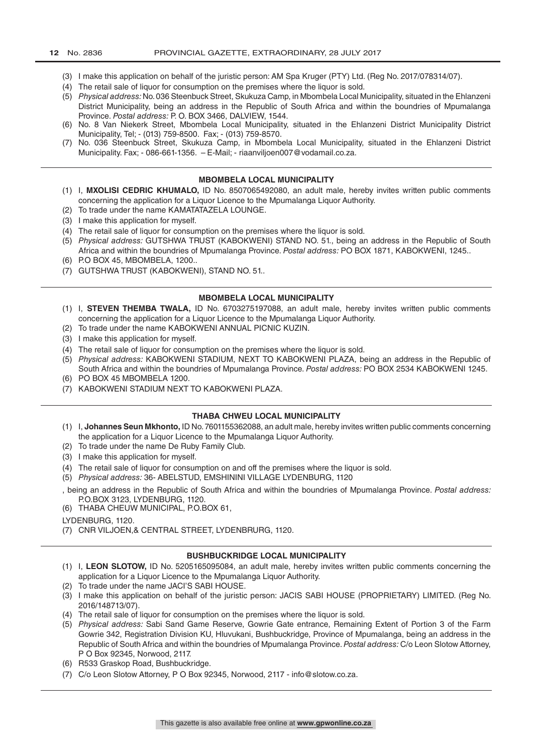(3) I make this application on behalf of the juristic person: AM Spa Kruger (PTY) Ltd. (Reg No. 2017/078314/07).
(4) The retail sale of liquor for consumption on the premises where the liquor is sold.
(5) *Physical address:* No. 036 Steenbuck Street, Skukuza Camp, in Mbombela Local Municipality, situated in the Ehlanzeni District Municipality, being an address in the Republic of South Africa and within the boundries of Mpumalanga Province. *Postal address:* P. O. BOX 3466, DALVIEW, 1544.
(6) No. 8 Van Niekerk Street, Mbombela Local Municipality, situated in the Ehlanzeni District Municipality District Municipality, Tel; - (013) 759-8500. Fax; - (013) 759-8570.
(7) No. 036 Steenbuck Street, Skukuza Camp, in Mbombela Local Municipality, situated in the Ehlanzeni District Municipality. Fax; - 086-661-1356. – E-Mail; - riaanviljoen007@vodamail.co.za.

---

**MBOMBELA LOCAL MUNICIPALITY**

(1) I, **MXOLISI CEDRIC KHUMALO,** ID No. 8507065492080, an adult male, hereby invites written public comments concerning the application for a Liquor Licence to the Mpumalanga Liquor Authority.
(2) To trade under the name KAMATATAZELA LOUNGE.
(3) I make this application for myself.
(4) The retail sale of liquor for consumption on the premises where the liquor is sold.
(5) *Physical address:* GUTSHWA TRUST (KABOKWENI) STAND NO. 51., being an address in the Republic of South Africa and within the boundries of Mpumalanga Province. *Postal address:* PO BOX 1871, KABOKWENI, 1245..
(6) P.O BOX 45, MBOMBELA, 1200..
(7) GUTSHWA TRUST (KABOKWENI), STAND NO. 51..

---

**MBOMBELA LOCAL MUNICIPALITY**

(1) I, **STEVEN THEMBA TWALA,** ID No. 6703275197088, an adult male, hereby invites written public comments concerning the application for a Liquor Licence to the Mpumalanga Liquor Authority.
(2) To trade under the name KABOKWENI ANNUAL PICNIC KUZIN.
(3) I make this application for myself.
(4) The retail sale of liquor for consumption on the premises where the liquor is sold.
(5) *Physical address:* KABOKWENI STADIUM, NEXT TO KABOKWENI PLAZA, being an address in the Republic of South Africa and within the boundries of Mpumalanga Province. *Postal address:* PO BOX 2534 KABOKWENI 1245.
(6) PO BOX 45 MBOMBELA 1200.
(7) KABOKWENI STADIUM NEXT TO KABOKWENI PLAZA.

---

**THABA CHWEU LOCAL MUNICIPALITY**

(1) I, **Johannes Seun Mkhonto,** ID No. 7601155362088, an adult male, hereby invites written public comments concerning the application for a Liquor Licence to the Mpumalanga Liquor Authority.
(2) To trade under the name De Ruby Family Club.
(3) I make this application for myself.
(4) The retail sale of liquor for consumption on and off the premises where the liquor is sold.
(5) *Physical address:* 36- ABELSTUD, EMSHININI VILLAGE LYDENBURG, 1120

, being an address in the Republic of South Africa and within the boundries of Mpumalanga Province. *Postal address:* P.O.BOX 3123, LYDENBURG, 1120.
(6) THABA CHEUW MUNICIPAL, P.O.BOX 61,

LYDENBURG, 1120.
(7) CNR VILJOEN,& CENTRAL STREET, LYDENBRURG, 1120.

---

**BUSHBUCKRIDGE LOCAL MUNICIPALITY**

(1) I, **LEON SLOTOW,** ID No. 5205165095084, an adult male, hereby invites written public comments concerning the application for a Liquor Licence to the Mpumalanga Liquor Authority.
(2) To trade under the name JACI'S SABI HOUSE.
(3) I make this application on behalf of the juristic person: JACIS SABI HOUSE (PROPRIETARY) LIMITED. (Reg No. 2016/148713/07).
(4) The retail sale of liquor for consumption on the premises where the liquor is sold.
(5) *Physical address:* Sabi Sand Game Reserve, Gowrie Gate entrance, Remaining Extent of Portion 3 of the Farm Gowrie 342, Registration Division KU, Hluvukani, Bushbuckridge, Province of Mpumalanga, being an address in the Republic of South Africa and within the boundries of Mpumalanga Province. *Postal address:* C/o Leon Slotow Attorney, P O Box 92345, Norwood, 2117.
(6) R533 Graskop Road, Bushbuckridge.
(7) C/o Leon Slotow Attorney, P O Box 92345, Norwood, 2117 - info@slotow.co.za.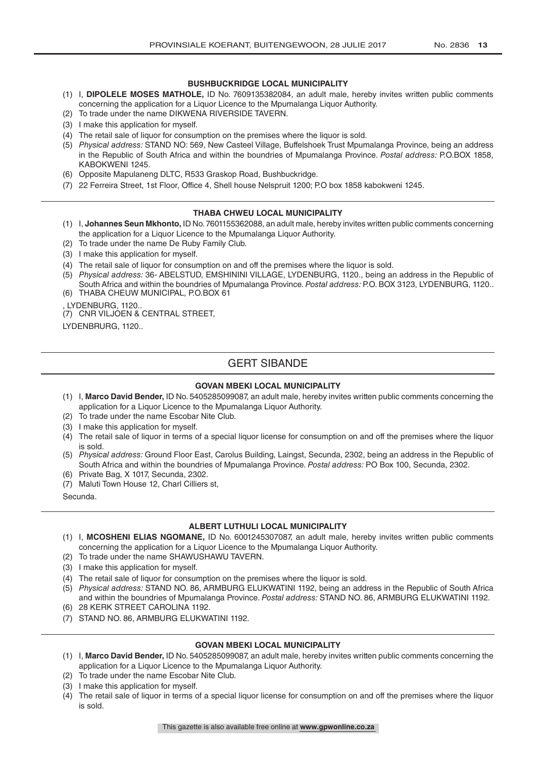### BUSHBUCKRIDGE LOCAL MUNICIPALITY

(1) I, **DIPOLELE MOSES MATHOLE,** ID No. 7609135382084, an adult male, hereby invites written public comments concerning the application for a Liquor Licence to the Mpumalanga Liquor Authority.
(2) To trade under the name DIKWENA RIVERSIDE TAVERN.
(3) I make this application for myself.
(4) The retail sale of liquor for consumption on the premises where the liquor is sold.
(5) *Physical address:* STAND NO: 569, New Casteel Village, Buffelshoek Trust Mpumalanga Province, being an address in the Republic of South Africa and within the boundries of Mpumalanga Province. *Postal address:* P.O.BOX 1858, KABOKWENI 1245.
(6) Opposite Mapulaneng DLTC, R533 Graskop Road, Bushbuckridge.
(7) 22 Ferreira Street, 1st Floor, Office 4, Shell house Nelspruit 1200; P.O box 1858 kabokweni 1245.

---

### THABA CHWEU LOCAL MUNICIPALITY

(1) I, **Johannes Seun Mkhonto,** ID No. 7601155362088, an adult male, hereby invites written public comments concerning the application for a Liquor Licence to the Mpumalanga Liquor Authority.
(2) To trade under the name De Ruby Family Club.
(3) I make this application for myself.
(4) The retail sale of liquor for consumption on and off the premises where the liquor is sold.
(5) *Physical address:* 36- ABELSTUD, EMSHININI VILLAGE, LYDENBURG, 1120., being an address in the Republic of South Africa and within the boundries of Mpumalanga Province. *Postal address:* P.O. BOX 3123, LYDENBURG, 1120..
(6) THABA CHEUW MUNICIPAL, P.O.BOX 61

, LYDENBURG, 1120..

(7) CNR VILJOEN & CENTRAL STREET,

LYDENBRURG, 1120..

---

## GERT SIBANDE

### GOVAN MBEKI LOCAL MUNICIPALITY

(1) I, **Marco David Bender,** ID No. 5405285099087, an adult male, hereby invites written public comments concerning the application for a Liquor Licence to the Mpumalanga Liquor Authority.
(2) To trade under the name Escobar Nite Club.
(3) I make this application for myself.
(4) The retail sale of liquor in terms of a special liquor license for consumption on and off the premises where the liquor is sold.
(5) *Physical address:* Ground Floor East, Carolus Building, Laingst, Secunda, 2302, being an address in the Republic of South Africa and within the boundries of Mpumalanga Province. *Postal address:* PO Box 100, Secunda, 2302.
(6) Private Bag, X 1017, Secunda, 2302.
(7) Maluti Town House 12, Charl Cilliers st,

Secunda.

---

### ALBERT LUTHULI LOCAL MUNICIPALITY

(1) I, **MCOSHENI ELIAS NGOMANE,** ID No. 6001245307087, an adult male, hereby invites written public comments concerning the application for a Liquor Licence to the Mpumalanga Liquor Authority.
(2) To trade under the name SHAWUSHAWU TAVERN.
(3) I make this application for myself.
(4) The retail sale of liquor for consumption on the premises where the liquor is sold.
(5) *Physical address:* STAND NO. 86, ARMBURG ELUKWATINI 1192, being an address in the Republic of South Africa and within the boundries of Mpumalanga Province. *Postal address:* STAND NO. 86, ARMBURG ELUKWATINI 1192.
(6) 28 KERK STREET CAROLINA 1192.
(7) STAND NO. 86, ARMBURG ELUKWATINI 1192.

---

### GOVAN MBEKI LOCAL MUNICIPALITY

(1) I, **Marco David Bender,** ID No. 5405285099087, an adult male, hereby invites written public comments concerning the application for a Liquor Licence to the Mpumalanga Liquor Authority.
(2) To trade under the name Escobar Nite Club.
(3) I make this application for myself.
(4) The retail sale of liquor in terms of a special liquor license for consumption on and off the premises where the liquor is sold.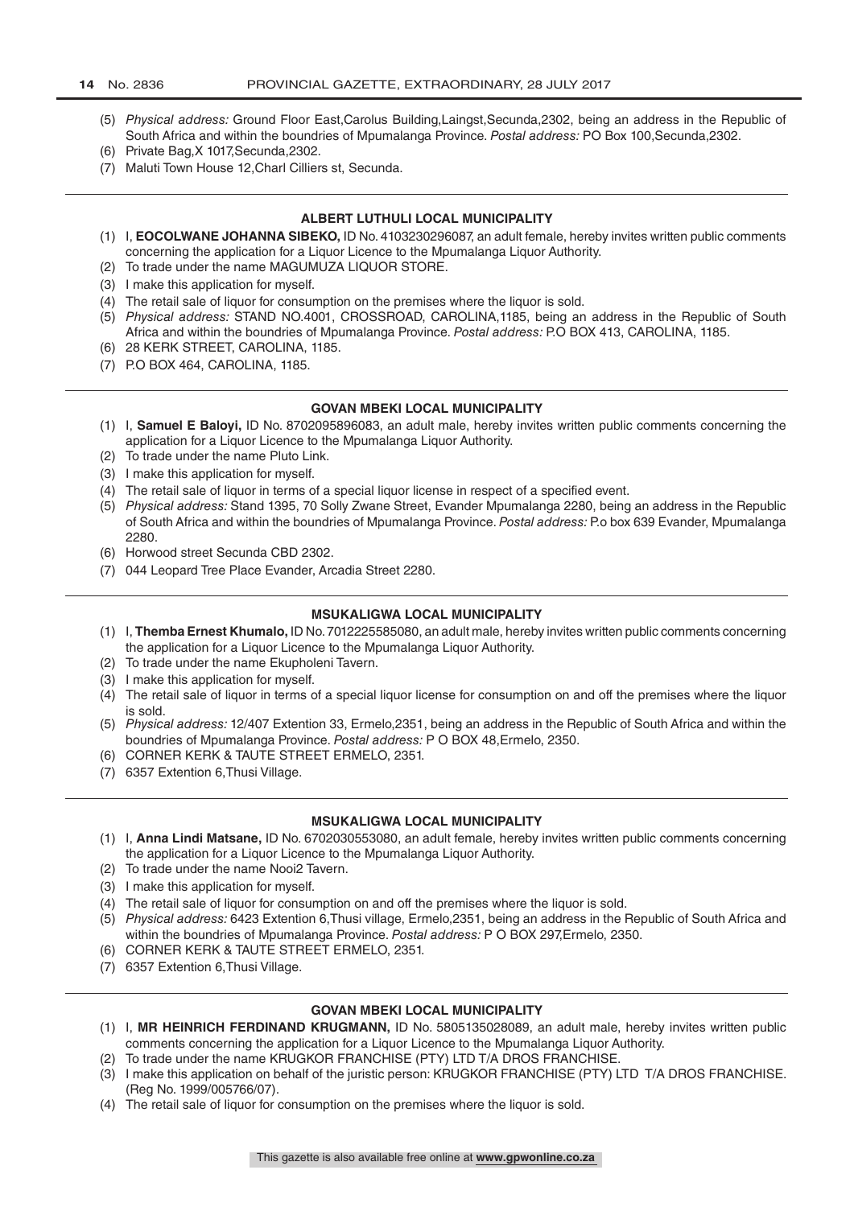(5) *Physical address:* Ground Floor East,Carolus Building,Laingst,Secunda,2302, being an address in the Republic of South Africa and within the boundries of Mpumalanga Province. *Postal address:* PO Box 100,Secunda,2302.
(6) Private Bag,X 1017,Secunda,2302.
(7) Maluti Town House 12,Charl Cilliers st, Secunda.

---

**ALBERT LUTHULI LOCAL MUNICIPALITY**

(1) I, **EOCOLWANE JOHANNA SIBEKO,** ID No. 4103230296087, an adult female, hereby invites written public comments concerning the application for a Liquor Licence to the Mpumalanga Liquor Authority.
(2) To trade under the name MAGUMUZA LIQUOR STORE.
(3) I make this application for myself.
(4) The retail sale of liquor for consumption on the premises where the liquor is sold.
(5) *Physical address:* STAND NO.4001, CROSSROAD, CAROLINA,1185, being an address in the Republic of South Africa and within the boundries of Mpumalanga Province. *Postal address:* P.O BOX 413, CAROLINA, 1185.
(6) 28 KERK STREET, CAROLINA, 1185.
(7) P.O BOX 464, CAROLINA, 1185.

---

**GOVAN MBEKI LOCAL MUNICIPALITY**

(1) I, **Samuel E Baloyi,** ID No. 8702095896083, an adult male, hereby invites written public comments concerning the application for a Liquor Licence to the Mpumalanga Liquor Authority.
(2) To trade under the name Pluto Link.
(3) I make this application for myself.
(4) The retail sale of liquor in terms of a special liquor license in respect of a specified event.
(5) *Physical address:* Stand 1395, 70 Solly Zwane Street, Evander Mpumalanga 2280, being an address in the Republic of South Africa and within the boundries of Mpumalanga Province. *Postal address:* P.o box 639 Evander, Mpumalanga 2280.
(6) Horwood street Secunda CBD 2302.
(7) 044 Leopard Tree Place Evander, Arcadia Street 2280.

---

**MSUKALIGWA LOCAL MUNICIPALITY**

(1) I, **Themba Ernest Khumalo,** ID No. 7012225585080, an adult male, hereby invites written public comments concerning the application for a Liquor Licence to the Mpumalanga Liquor Authority.
(2) To trade under the name Ekupholeni Tavern.
(3) I make this application for myself.
(4) The retail sale of liquor in terms of a special liquor license for consumption on and off the premises where the liquor is sold.
(5) *Physical address:* 12/407 Extention 33, Ermelo,2351, being an address in the Republic of South Africa and within the boundries of Mpumalanga Province. *Postal address:* P O BOX 48,Ermelo, 2350.
(6) CORNER KERK & TAUTE STREET ERMELO, 2351.
(7) 6357 Extention 6,Thusi Village.

---

**MSUKALIGWA LOCAL MUNICIPALITY**

(1) I, **Anna Lindi Matsane,** ID No. 6702030553080, an adult female, hereby invites written public comments concerning the application for a Liquor Licence to the Mpumalanga Liquor Authority.
(2) To trade under the name Nooi2 Tavern.
(3) I make this application for myself.
(4) The retail sale of liquor for consumption on and off the premises where the liquor is sold.
(5) *Physical address:* 6423 Extention 6,Thusi village, Ermelo,2351, being an address in the Republic of South Africa and within the boundries of Mpumalanga Province. *Postal address:* P O BOX 297,Ermelo, 2350.
(6) CORNER KERK & TAUTE STREET ERMELO, 2351.
(7) 6357 Extention 6,Thusi Village.

---

**GOVAN MBEKI LOCAL MUNICIPALITY**

(1) I, **MR HEINRICH FERDINAND KRUGMANN,** ID No. 5805135028089, an adult male, hereby invites written public comments concerning the application for a Liquor Licence to the Mpumalanga Liquor Authority.
(2) To trade under the name KRUGKOR FRANCHISE (PTY) LTD T/A DROS FRANCHISE.
(3) I make this application on behalf of the juristic person: KRUGKOR FRANCHISE (PTY) LTD T/A DROS FRANCHISE. (Reg No. 1999/005766/07).
(4) The retail sale of liquor for consumption on the premises where the liquor is sold.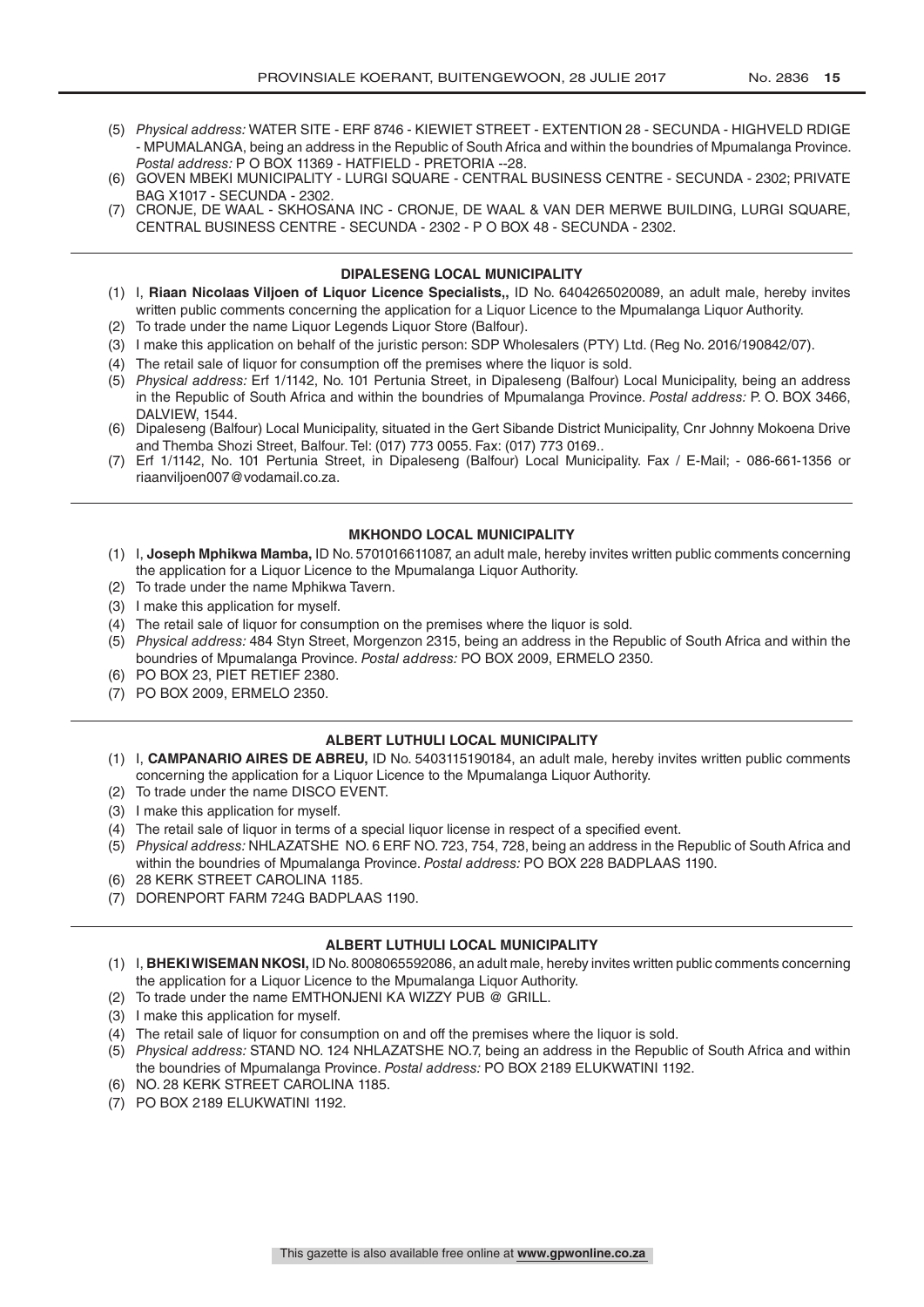(5) *Physical address:* WATER SITE - ERF 8746 - KIEWIET STREET - EXTENTION 28 - SECUNDA - HIGHVELD RDIGE - MPUMALANGA, being an address in the Republic of South Africa and within the boundries of Mpumalanga Province. *Postal address:* P O BOX 11369 - HATFIELD - PRETORIA --28.

(6) GOVEN MBEKI MUNICIPALITY - LURGI SQUARE - CENTRAL BUSINESS CENTRE - SECUNDA - 2302; PRIVATE BAG X1017 - SECUNDA - 2302.

(7) CRONJE, DE WAAL - SKHOSANA INC - CRONJE, DE WAAL & VAN DER MERWE BUILDING, LURGI SQUARE, CENTRAL BUSINESS CENTRE - SECUNDA - 2302 - P O BOX 48 - SECUNDA - 2302.

---

### DIPALESENG LOCAL MUNICIPALITY

(1) I, **Riaan Nicolaas Viljoen of Liquor Licence Specialists,,** ID No. 6404265020089, an adult male, hereby invites written public comments concerning the application for a Liquor Licence to the Mpumalanga Liquor Authority.

(2) To trade under the name Liquor Legends Liquor Store (Balfour).

(3) I make this application on behalf of the juristic person: SDP Wholesalers (PTY) Ltd. (Reg No. 2016/190842/07).

(4) The retail sale of liquor for consumption off the premises where the liquor is sold.

(5) *Physical address:* Erf 1/1142, No. 101 Pertunia Street, in Dipaleseng (Balfour) Local Municipality, being an address in the Republic of South Africa and within the boundries of Mpumalanga Province. *Postal address:* P. O. BOX 3466, DALVIEW, 1544.

(6) Dipaleseng (Balfour) Local Municipality, situated in the Gert Sibande District Municipality, Cnr Johnny Mokoena Drive and Themba Shozi Street, Balfour. Tel: (017) 773 0055. Fax: (017) 773 0169..

(7) Erf 1/1142, No. 101 Pertunia Street, in Dipaleseng (Balfour) Local Municipality. Fax / E-Mail; - 086-661-1356 or riaanviljoen007@vodamail.co.za.

---

### MKHONDO LOCAL MUNICIPALITY

(1) I, **Joseph Mphikwa Mamba,** ID No. 5701016611087, an adult male, hereby invites written public comments concerning the application for a Liquor Licence to the Mpumalanga Liquor Authority.

(2) To trade under the name Mphikwa Tavern.

(3) I make this application for myself.

(4) The retail sale of liquor for consumption on the premises where the liquor is sold.

(5) *Physical address:* 484 Styn Street, Morgenzon 2315, being an address in the Republic of South Africa and within the boundries of Mpumalanga Province. *Postal address:* PO BOX 2009, ERMELO 2350.

(6) PO BOX 23, PIET RETIEF 2380.

(7) PO BOX 2009, ERMELO 2350.

---

### ALBERT LUTHULI LOCAL MUNICIPALITY

(1) I, **CAMPANARIO AIRES DE ABREU,** ID No. 5403115190184, an adult male, hereby invites written public comments concerning the application for a Liquor Licence to the Mpumalanga Liquor Authority.

(2) To trade under the name DISCO EVENT.

(3) I make this application for myself.

(4) The retail sale of liquor in terms of a special liquor license in respect of a specified event.

(5) *Physical address:* NHLAZATSHE NO. 6 ERF NO. 723, 754, 728, being an address in the Republic of South Africa and within the boundries of Mpumalanga Province. *Postal address:* PO BOX 228 BADPLAAS 1190.

(6) 28 KERK STREET CAROLINA 1185.

(7) DORENPORT FARM 724G BADPLAAS 1190.

---

### ALBERT LUTHULI LOCAL MUNICIPALITY

(1) I, **BHEKIWISEMAN NKOSI,** ID No. 8008065592086, an adult male, hereby invites written public comments concerning the application for a Liquor Licence to the Mpumalanga Liquor Authority.

(2) To trade under the name EMTHONJENI KA WIZZY PUB @ GRILL.

(3) I make this application for myself.

(4) The retail sale of liquor for consumption on and off the premises where the liquor is sold.

(5) *Physical address:* STAND NO. 124 NHLAZATSHE NO.7, being an address in the Republic of South Africa and within the boundries of Mpumalanga Province. *Postal address:* PO BOX 2189 ELUKWATINI 1192.

(6) NO. 28 KERK STREET CAROLINA 1185.

(7) PO BOX 2189 ELUKWATINI 1192.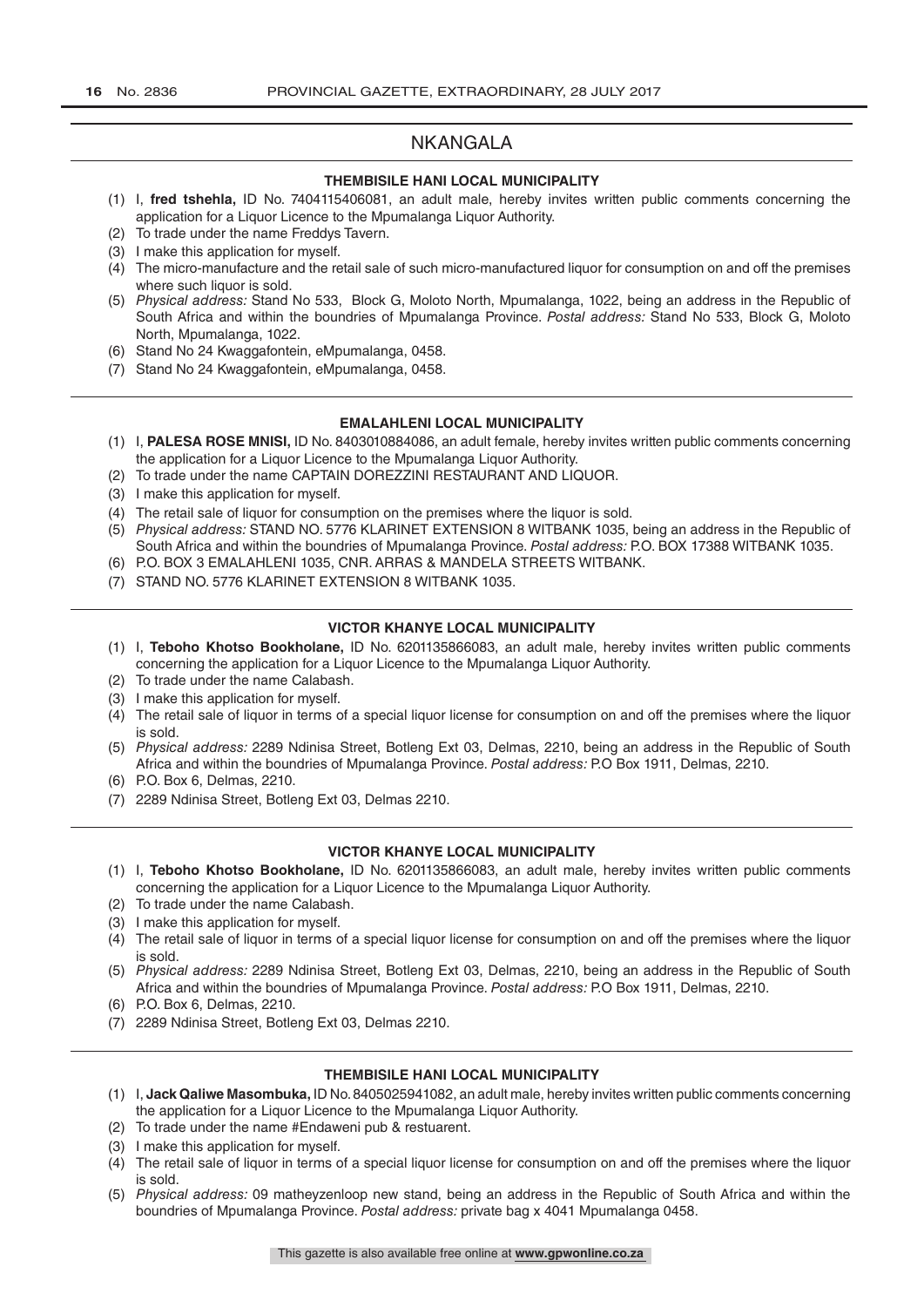## NKANGALA

### THEMBISILE HANI LOCAL MUNICIPALITY

(1) I, **fred tshehla,** ID No. 7404115406081, an adult male, hereby invites written public comments concerning the application for a Liquor Licence to the Mpumalanga Liquor Authority.
(2) To trade under the name Freddys Tavern.
(3) I make this application for myself.
(4) The micro-manufacture and the retail sale of such micro-manufactured liquor for consumption on and off the premises where such liquor is sold.
(5) *Physical address:* Stand No 533, Block G, Moloto North, Mpumalanga, 1022, being an address in the Republic of South Africa and within the boundries of Mpumalanga Province. *Postal address:* Stand No 533, Block G, Moloto North, Mpumalanga, 1022.
(6) Stand No 24 Kwaggafontein, eMpumalanga, 0458.
(7) Stand No 24 Kwaggafontein, eMpumalanga, 0458.

### EMALAHLENI LOCAL MUNICIPALITY

(1) I, **PALESA ROSE MNISI,** ID No. 8403010884086, an adult female, hereby invites written public comments concerning the application for a Liquor Licence to the Mpumalanga Liquor Authority.
(2) To trade under the name CAPTAIN DOREZZINI RESTAURANT AND LIQUOR.
(3) I make this application for myself.
(4) The retail sale of liquor for consumption on the premises where the liquor is sold.
(5) *Physical address:* STAND NO. 5776 KLARINET EXTENSION 8 WITBANK 1035, being an address in the Republic of South Africa and within the boundries of Mpumalanga Province. *Postal address:* P.O. BOX 17388 WITBANK 1035.
(6) P.O. BOX 3 EMALAHLENI 1035, CNR. ARRAS & MANDELA STREETS WITBANK.
(7) STAND NO. 5776 KLARINET EXTENSION 8 WITBANK 1035.

### VICTOR KHANYE LOCAL MUNICIPALITY

(1) I, **Teboho Khotso Bookholane,** ID No. 6201135866083, an adult male, hereby invites written public comments concerning the application for a Liquor Licence to the Mpumalanga Liquor Authority.
(2) To trade under the name Calabash.
(3) I make this application for myself.
(4) The retail sale of liquor in terms of a special liquor license for consumption on and off the premises where the liquor is sold.
(5) *Physical address:* 2289 Ndinisa Street, Botleng Ext 03, Delmas, 2210, being an address in the Republic of South Africa and within the boundries of Mpumalanga Province. *Postal address:* P.O Box 1911, Delmas, 2210.
(6) P.O. Box 6, Delmas, 2210.
(7) 2289 Ndinisa Street, Botleng Ext 03, Delmas 2210.

### VICTOR KHANYE LOCAL MUNICIPALITY

(1) I, **Teboho Khotso Bookholane,** ID No. 6201135866083, an adult male, hereby invites written public comments concerning the application for a Liquor Licence to the Mpumalanga Liquor Authority.
(2) To trade under the name Calabash.
(3) I make this application for myself.
(4) The retail sale of liquor in terms of a special liquor license for consumption on and off the premises where the liquor is sold.
(5) *Physical address:* 2289 Ndinisa Street, Botleng Ext 03, Delmas, 2210, being an address in the Republic of South Africa and within the boundries of Mpumalanga Province. *Postal address:* P.O Box 1911, Delmas, 2210.
(6) P.O. Box 6, Delmas, 2210.
(7) 2289 Ndinisa Street, Botleng Ext 03, Delmas 2210.

### THEMBISILE HANI LOCAL MUNICIPALITY

(1) I, **Jack Qaliwe Masombuka,** ID No. 8405025941082, an adult male, hereby invites written public comments concerning the application for a Liquor Licence to the Mpumalanga Liquor Authority.
(2) To trade under the name #Endaweni pub & restuarent.
(3) I make this application for myself.
(4) The retail sale of liquor in terms of a special liquor license for consumption on and off the premises where the liquor is sold.
(5) *Physical address:* 09 matheyzenloop new stand, being an address in the Republic of South Africa and within the boundries of Mpumalanga Province. *Postal address:* private bag x 4041 Mpumalanga 0458.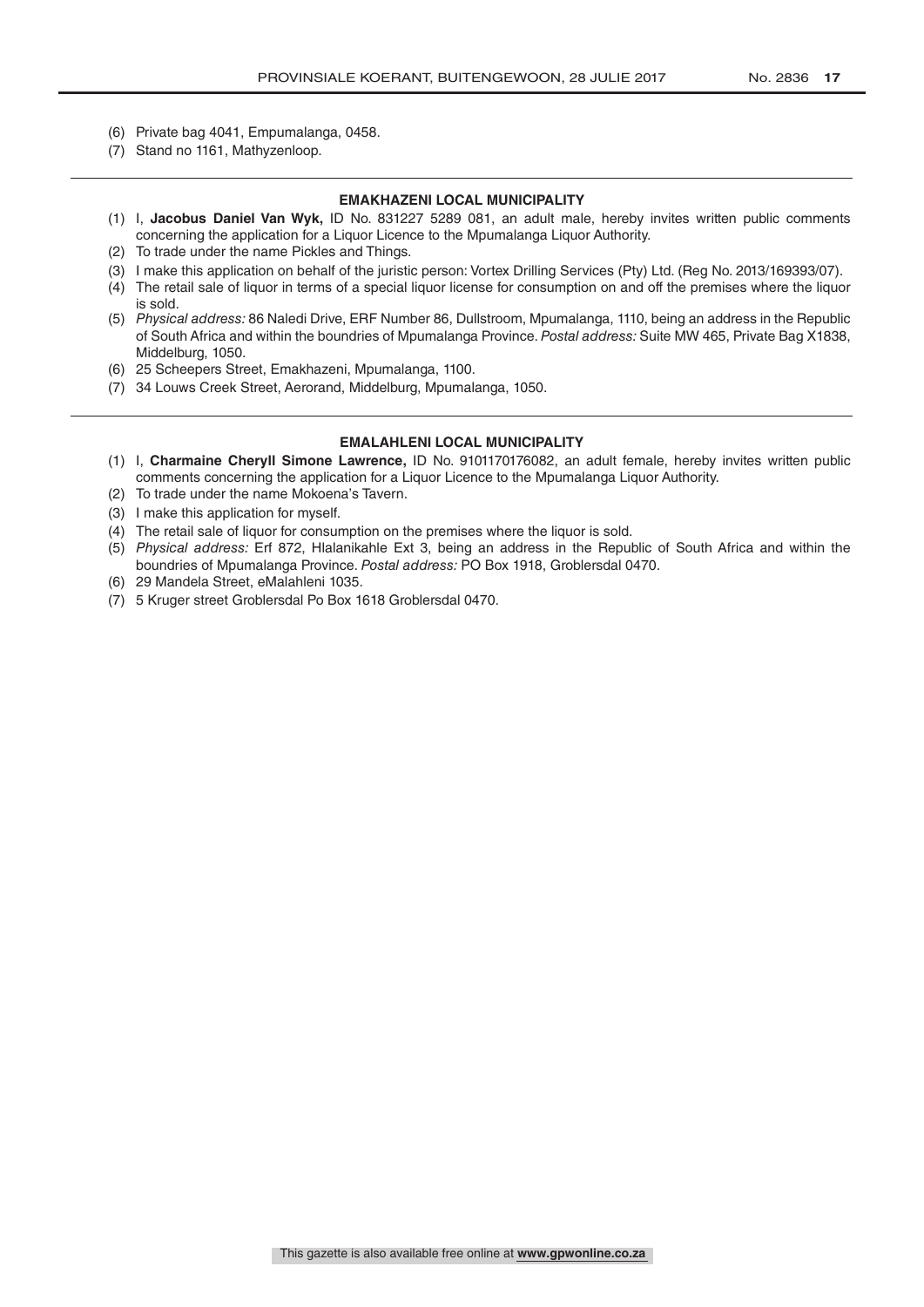(6) Private bag 4041, Empumalanga, 0458.
(7) Stand no 1161, Mathyzenloop.

---

**EMAKHAZENI LOCAL MUNICIPALITY**

(1) I, **Jacobus Daniel Van Wyk,** ID No. 831227 5289 081, an adult male, hereby invites written public comments concerning the application for a Liquor Licence to the Mpumalanga Liquor Authority.
(2) To trade under the name Pickles and Things.
(3) I make this application on behalf of the juristic person: Vortex Drilling Services (Pty) Ltd. (Reg No. 2013/169393/07).
(4) The retail sale of liquor in terms of a special liquor license for consumption on and off the premises where the liquor is sold.
(5) *Physical address:* 86 Naledi Drive, ERF Number 86, Dullstroom, Mpumalanga, 1110, being an address in the Republic of South Africa and within the boundries of Mpumalanga Province. *Postal address:* Suite MW 465, Private Bag X1838, Middelburg, 1050.
(6) 25 Scheepers Street, Emakhazeni, Mpumalanga, 1100.
(7) 34 Louws Creek Street, Aerorand, Middelburg, Mpumalanga, 1050.

---

**EMALAHLENI LOCAL MUNICIPALITY**

(1) I, **Charmaine Cheryll Simone Lawrence,** ID No. 9101170176082, an adult female, hereby invites written public comments concerning the application for a Liquor Licence to the Mpumalanga Liquor Authority.
(2) To trade under the name Mokoena's Tavern.
(3) I make this application for myself.
(4) The retail sale of liquor for consumption on the premises where the liquor is sold.
(5) *Physical address:* Erf 872, Hlalanikahle Ext 3, being an address in the Republic of South Africa and within the boundries of Mpumalanga Province. *Postal address:* PO Box 1918, Groblersdal 0470.
(6) 29 Mandela Street, eMalahleni 1035.
(7) 5 Kruger street Groblersdal Po Box 1618 Groblersdal 0470.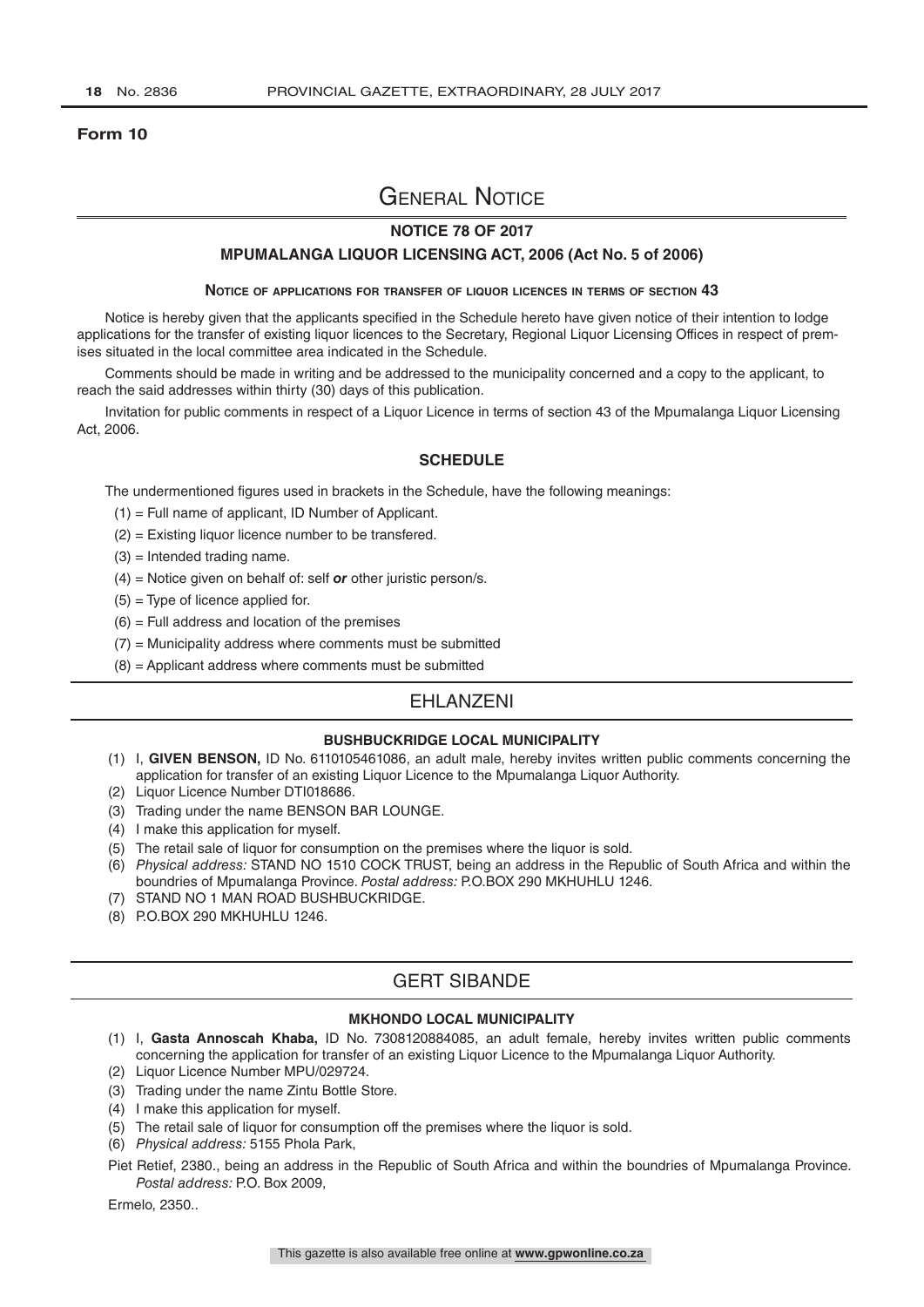**Form 10**

# General Notice

## NOTICE 78 OF 2017

## MPUMALANGA LIQUOR LICENSING ACT, 2006 (Act No. 5 of 2006)

### Notice of applications for transfer of liquor licences in terms of section 43

Notice is hereby given that the applicants specified in the Schedule hereto have given notice of their intention to lodge applications for the transfer of existing liquor licences to the Secretary, Regional Liquor Licensing Offices in respect of premises situated in the local committee area indicated in the Schedule.

Comments should be made in writing and be addressed to the municipality concerned and a copy to the applicant, to reach the said addresses within thirty (30) days of this publication.

Invitation for public comments in respect of a Liquor Licence in terms of section 43 of the Mpumalanga Liquor Licensing Act, 2006.

### SCHEDULE

The undermentioned figures used in brackets in the Schedule, have the following meanings:

(1) = Full name of applicant, ID Number of Applicant.

(2) = Existing liquor licence number to be transfered.

(3) = Intended trading name.

(4) = Notice given on behalf of: self ***or*** other juristic person/s.

(5) = Type of licence applied for.

(6) = Full address and location of the premises

(7) = Municipality address where comments must be submitted

(8) = Applicant address where comments must be submitted

## EHLANZENI

### BUSHBUCKRIDGE LOCAL MUNICIPALITY

(1) I, **GIVEN BENSON,** ID No. 6110105461086, an adult male, hereby invites written public comments concerning the application for transfer of an existing Liquor Licence to the Mpumalanga Liquor Authority.

(2) Liquor Licence Number DTI018686.

(3) Trading under the name BENSON BAR LOUNGE.

(4) I make this application for myself.

(5) The retail sale of liquor for consumption on the premises where the liquor is sold.

(6) *Physical address:* STAND NO 1510 COCK TRUST, being an address in the Republic of South Africa and within the boundries of Mpumalanga Province. *Postal address:* P.O.BOX 290 MKHUHLU 1246.

(7) STAND NO 1 MAN ROAD BUSHBUCKRIDGE.

(8) P.O.BOX 290 MKHUHLU 1246.

## GERT SIBANDE

### MKHONDO LOCAL MUNICIPALITY

(1) I, **Gasta Annoscah Khaba,** ID No. 7308120884085, an adult female, hereby invites written public comments concerning the application for transfer of an existing Liquor Licence to the Mpumalanga Liquor Authority.

(2) Liquor Licence Number MPU/029724.

(3) Trading under the name Zintu Bottle Store.

(4) I make this application for myself.

(5) The retail sale of liquor for consumption off the premises where the liquor is sold.

(6) *Physical address:* 5155 Phola Park,

Piet Retief, 2380., being an address in the Republic of South Africa and within the boundries of Mpumalanga Province. *Postal address:* P.O. Box 2009,

Ermelo, 2350..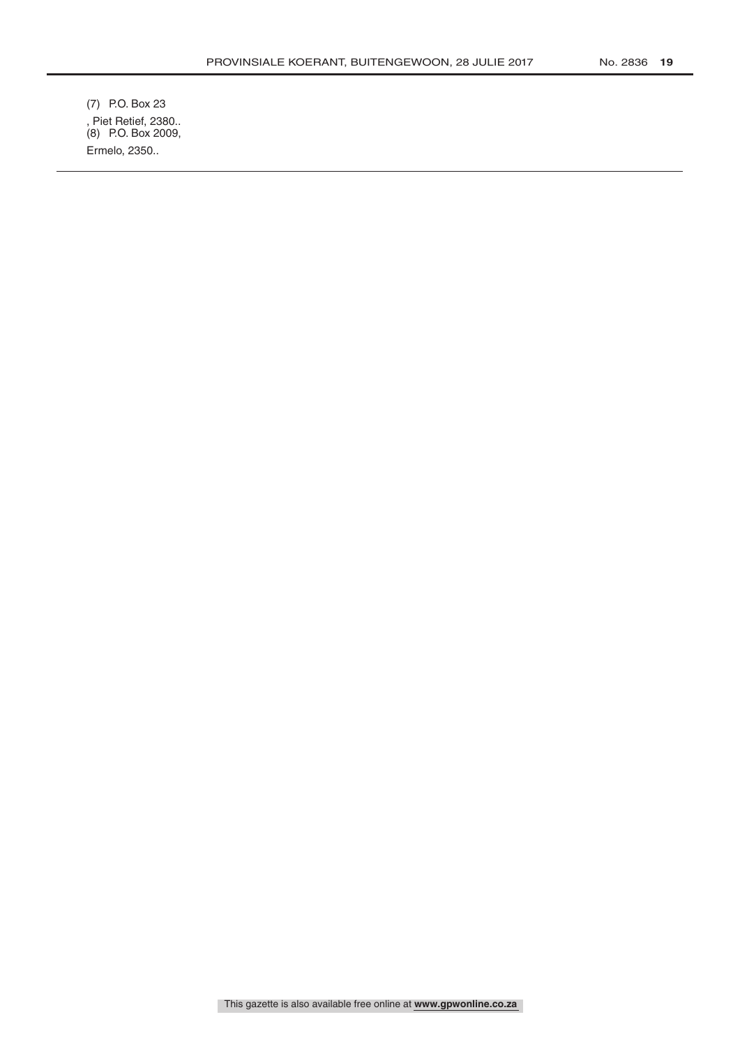(7) P.O. Box 23

, Piet Retief, 2380..

(8) P.O. Box 2009,

Ermelo, 2350..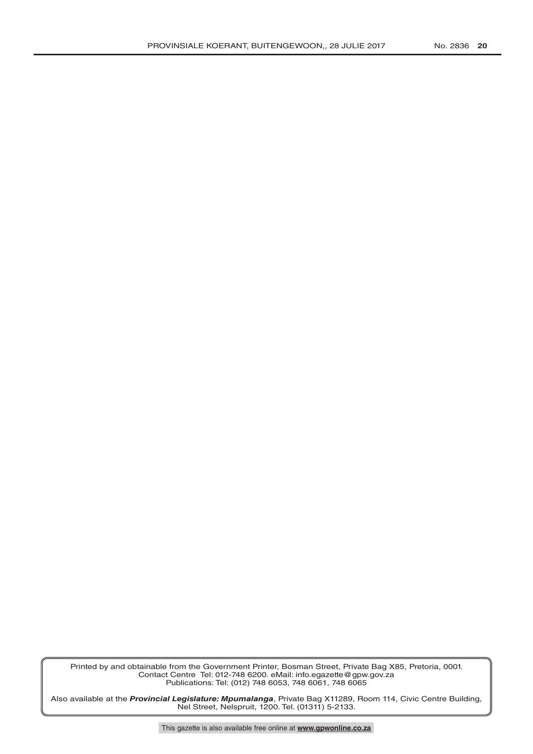Printed by and obtainable from the Government Printer, Bosman Street, Private Bag X85, Pretoria, 0001.
Contact Centre Tel: 012-748 6200. eMail: info.egazette@gpw.gov.za
Publications: Tel: (012) 748 6053, 748 6061, 748 6065

Also available at the ***Provincial Legislature: Mpumalanga***, Private Bag X11289, Room 114, Civic Centre Building, Nel Street, Nelspruit, 1200. Tel. (01311) 5-2133.

This gazette is also available free online at **www.gpwonline.co.za**